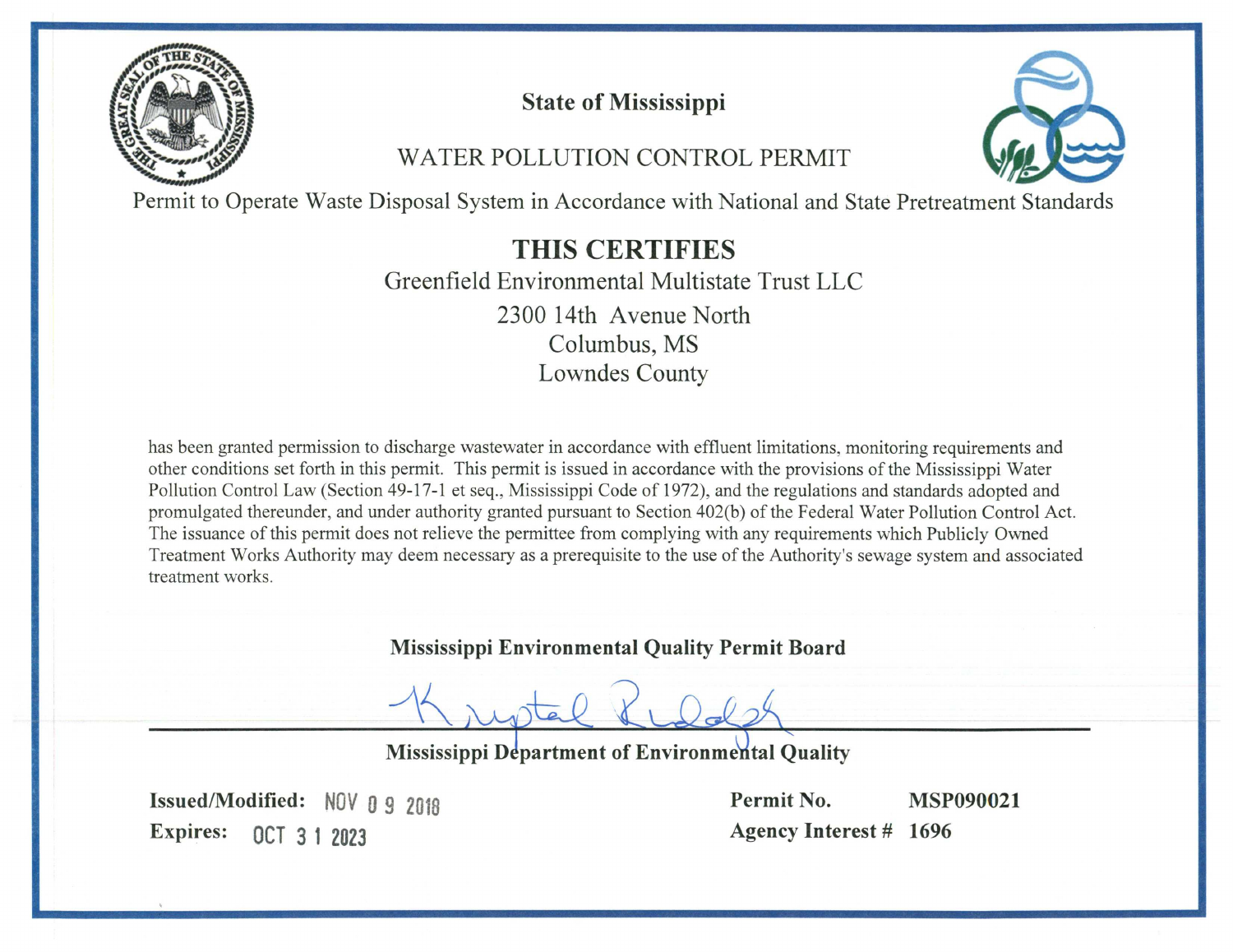# State of Mississippi

## WATER POLLUTION CONTROL PERMIT

Permit to Operate Waste Disposal System in Accordance with National and State Pretreatment Standards

## THIS CERTIFIES

Greenfield Environmental Multistate Trust LLC
2300 14th Avenue North
Columbus, MS
Lowndes County

has been granted permission to discharge wastewater in accordance with effluent limitations, monitoring requirements and other conditions set forth in this permit. This permit is issued in accordance with the provisions of the Mississippi Water Pollution Control Law (Section 49-17-1 et seq., Mississippi Code of 1972), and the regulations and standards adopted and promulgated thereunder, and under authority granted pursuant to Section 402(b) of the Federal Water Pollution Control Act. The issuance of this permit does not relieve the permittee from complying with any requirements which Publicly Owned Treatment Works Authority may deem necessary as a prerequisite to the use of the Authority's sewage system and associated treatment works.

**Mississippi Environmental Quality Permit Board**

Krystal Rudolph

**Mississippi Department of Environmental Quality**

**Issued/Modified:** NOV 09 2018
**Expires:** OCT 31 2023

**Permit No.** **MSP090021**
**Agency Interest #** **1696**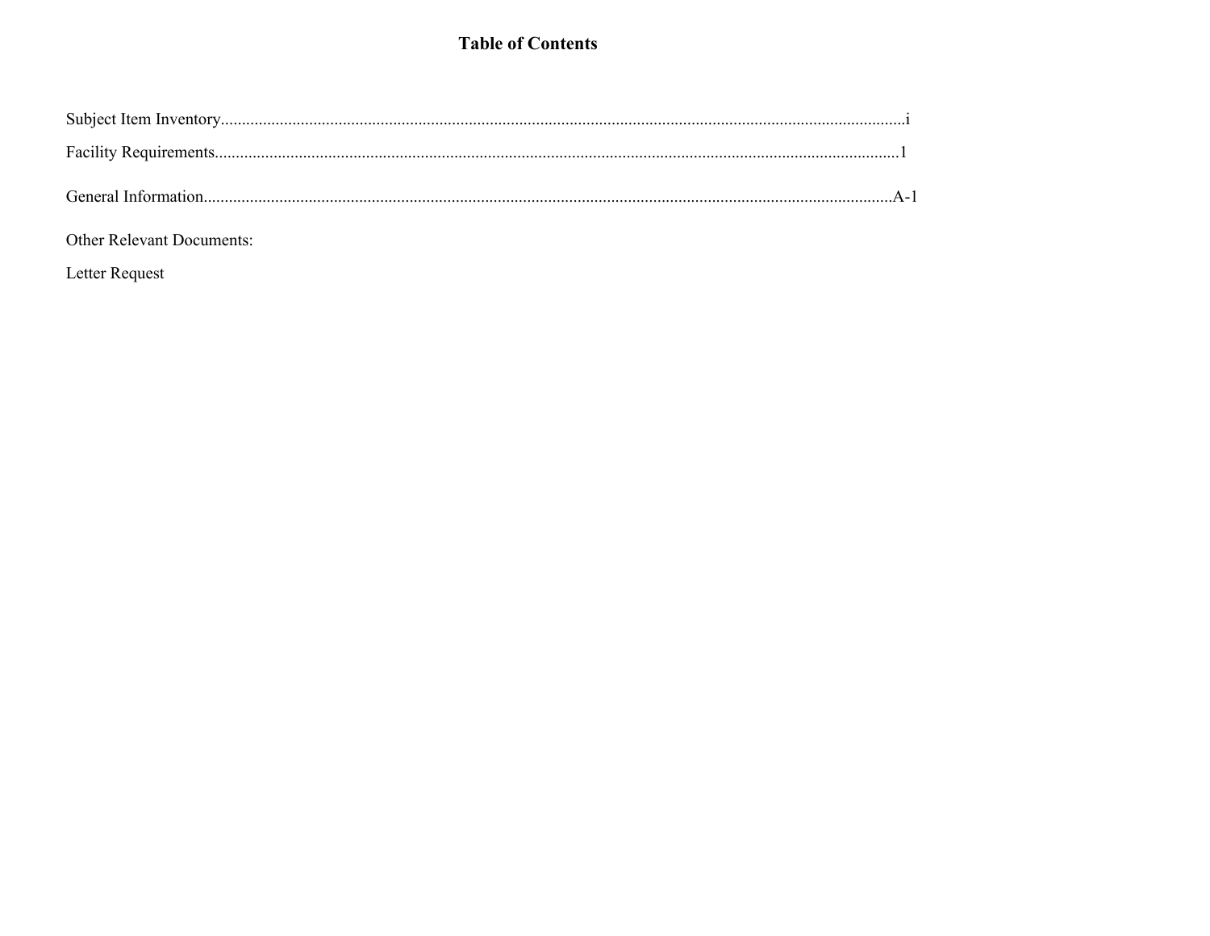# Table of Contents

Subject Item Inventory..........................................................................................................................................................i

Facility Requirements..........................................................................................................................................................1

General Information..........................................................................................................................................................A-1

Other Relevant Documents:

Letter Request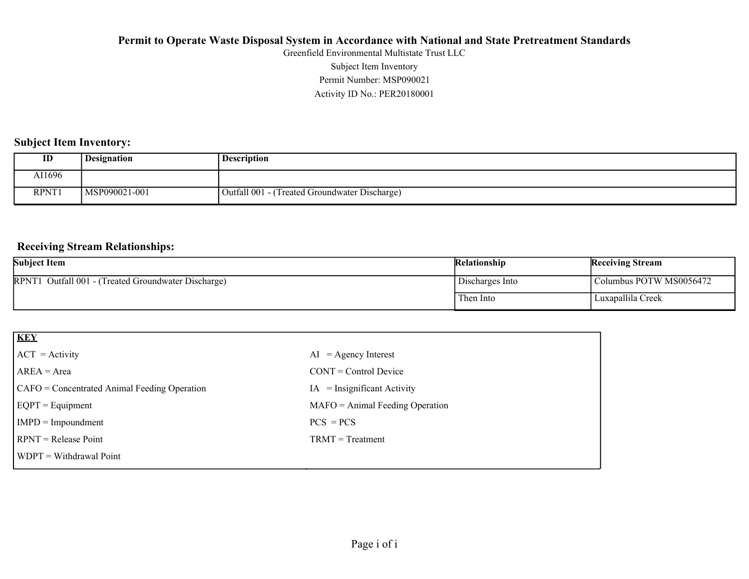# Permit to Operate Waste Disposal System in Accordance with National and State Pretreatment Standards

Greenfield Environmental Multistate Trust LLC

Subject Item Inventory

Permit Number: MSP090021

Activity ID No.: PER20180001

## Subject Item Inventory:

| ID | Designation | Description |
|---|---|---|
| AI1696 | | |
| RPNT1 | MSP090021-001 | Outfall 001 - (Treated Groundwater Discharge) |

## Receiving Stream Relationships:

| Subject Item | Relationship | Receiving Stream |
|---|---|---|
| RPNT1 Outfall 001 - (Treated Groundwater Discharge) | Discharges Into | Columbus POTW MS0056472 |
| | Then Into | Luxapallila Creek |

| **KEY** | |
|---|---|
| ACT = Activity | AI = Agency Interest |
| AREA = Area | CONT = Control Device |
| CAFO = Concentrated Animal Feeding Operation | IA = Insignificant Activity |
| EQPT = Equipment | MAFO = Animal Feeding Operation |
| IMPD = Impoundment | PCS = PCS |
| RPNT = Release Point | TRMT = Treatment |
| WDPT = Withdrawal Point | |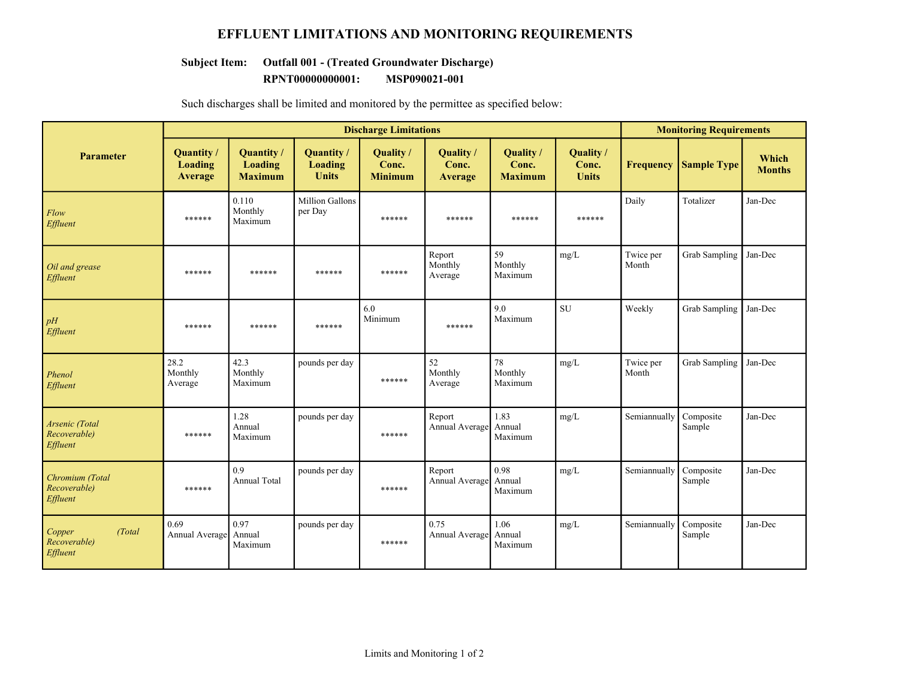# EFFLUENT LIMITATIONS AND MONITORING REQUIREMENTS

**Subject Item: Outfall 001 - (Treated Groundwater Discharge)**
**RPNT00000000001: MSP090021-001**

Such discharges shall be limited and monitored by the permittee as specified below:

| Parameter | Discharge Limitations | | | | | | | Monitoring Requirements | | |
|---|---|---|---|---|---|---|---|---|---|---|
| | Quantity / Loading Average | Quantity / Loading Maximum | Quantity / Loading Units | Quality / Conc. Minimum | Quality / Conc. Average | Quality / Conc. Maximum | Quality / Conc. Units | Frequency | Sample Type | Which Months |
| *Flow Effluent* | ****** | 0.110 Monthly Maximum | Million Gallons per Day | ****** | ****** | ****** | ****** | Daily | Totalizer | Jan-Dec |
| *Oil and grease Effluent* | ****** | ****** | ****** | ****** | Report Monthly Average | 59 Monthly Maximum | mg/L | Twice per Month | Grab Sampling | Jan-Dec |
| *pH Effluent* | ****** | ****** | ****** | 6.0 Minimum | ****** | 9.0 Maximum | SU | Weekly | Grab Sampling | Jan-Dec |
| *Phenol Effluent* | 28.2 Monthly Average | 42.3 Monthly Maximum | pounds per day | ****** | 52 Monthly Average | 78 Monthly Maximum | mg/L | Twice per Month | Grab Sampling | Jan-Dec |
| *Arsenic (Total Recoverable) Effluent* | ****** | 1.28 Annual Maximum | pounds per day | ****** | Report Annual Average | 1.83 Annual Maximum | mg/L | Semiannually | Composite Sample | Jan-Dec |
| *Chromium (Total Recoverable) Effluent* | ****** | 0.9 Annual Total | pounds per day | ****** | Report Annual Average | 0.98 Annual Maximum | mg/L | Semiannually | Composite Sample | Jan-Dec |
| *Copper (Total Recoverable) Effluent* | 0.69 Annual Average | 0.97 Annual Maximum | pounds per day | ****** | 0.75 Annual Average | 1.06 Annual Maximum | mg/L | Semiannually | Composite Sample | Jan-Dec |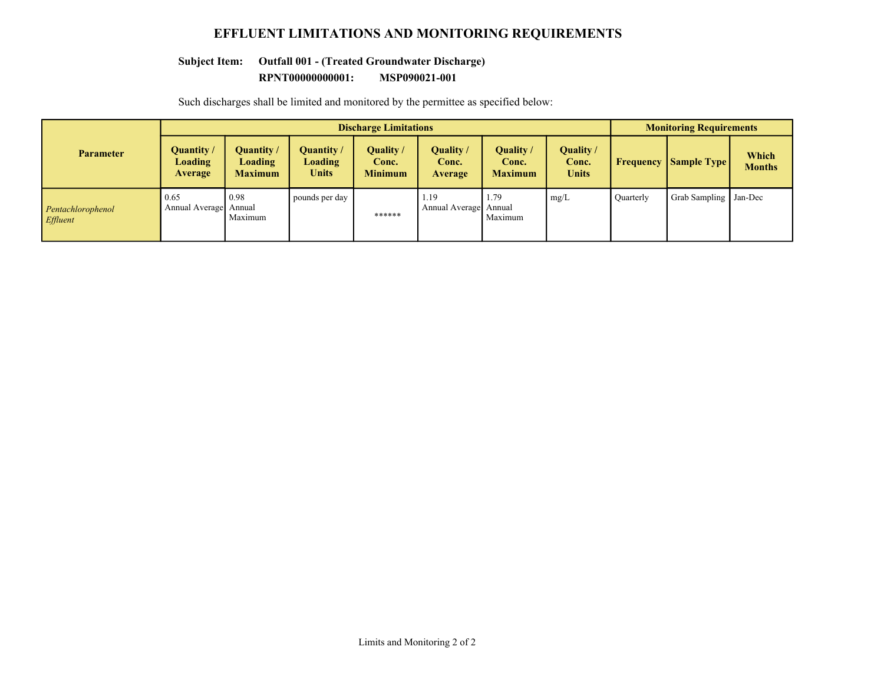# EFFLUENT LIMITATIONS AND MONITORING REQUIREMENTS

**Subject Item: Outfall 001 - (Treated Groundwater Discharge)**

**RPNT00000000001: MSP090021-001**

Such discharges shall be limited and monitored by the permittee as specified below:

| Parameter | Discharge Limitations | | | | | | | Monitoring Requirements | | |
|---|---|---|---|---|---|---|---|---|---|---|
| | Quantity / Loading Average | Quantity / Loading Maximum | Quantity / Loading Units | Quality / Conc. Minimum | Quality / Conc. Average | Quality / Conc. Maximum | Quality / Conc. Units | Frequency | Sample Type | Which Months |
| *Pentachlorophenol Effluent* | 0.65 Annual Average | 0.98 Annual Maximum | pounds per day | ****** | 1.19 Annual Average | 1.79 Annual Maximum | mg/L | Quarterly | Grab Sampling | Jan-Dec |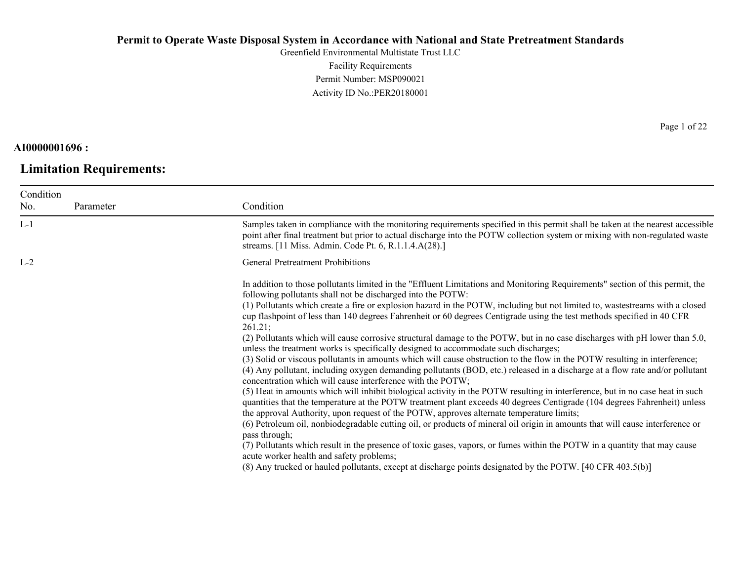**Permit to Operate Waste Disposal System in Accordance with National and State Pretreatment Standards**

Greenfield Environmental Multistate Trust LLC

Facility Requirements

Permit Number: MSP090021

Activity ID No.:PER20180001

**AI0000001696 :**

## Limitation Requirements:

| Condition No. | Parameter | Condition |
|---|---|---|
| L-1 | | Samples taken in compliance with the monitoring requirements specified in this permit shall be taken at the nearest accessible point after final treatment but prior to actual discharge into the POTW collection system or mixing with non-regulated waste streams. [11 Miss. Admin. Code Pt. 6, R.1.1.4.A(28).] |
| L-2 | | General Pretreatment Prohibitions<br><br>In addition to those pollutants limited in the "Effluent Limitations and Monitoring Requirements" section of this permit, the following pollutants shall not be discharged into the POTW:<br>(1) Pollutants which create a fire or explosion hazard in the POTW, including but not limited to, wastestreams with a closed cup flashpoint of less than 140 degrees Fahrenheit or 60 degrees Centigrade using the test methods specified in 40 CFR 261.21;<br>(2) Pollutants which will cause corrosive structural damage to the POTW, but in no case discharges with pH lower than 5.0, unless the treatment works is specifically designed to accommodate such discharges;<br>(3) Solid or viscous pollutants in amounts which will cause obstruction to the flow in the POTW resulting in interference;<br>(4) Any pollutant, including oxygen demanding pollutants (BOD, etc.) released in a discharge at a flow rate and/or pollutant concentration which will cause interference with the POTW;<br>(5) Heat in amounts which will inhibit biological activity in the POTW resulting in interference, but in no case heat in such quantities that the temperature at the POTW treatment plant exceeds 40 degrees Centigrade (104 degrees Fahrenheit) unless the approval Authority, upon request of the POTW, approves alternate temperature limits;<br>(6) Petroleum oil, nonbiodegradable cutting oil, or products of mineral oil origin in amounts that will cause interference or pass through;<br>(7) Pollutants which result in the presence of toxic gases, vapors, or fumes within the POTW in a quantity that may cause acute worker health and safety problems;<br>(8) Any trucked or hauled pollutants, except at discharge points designated by the POTW. [40 CFR 403.5(b)] |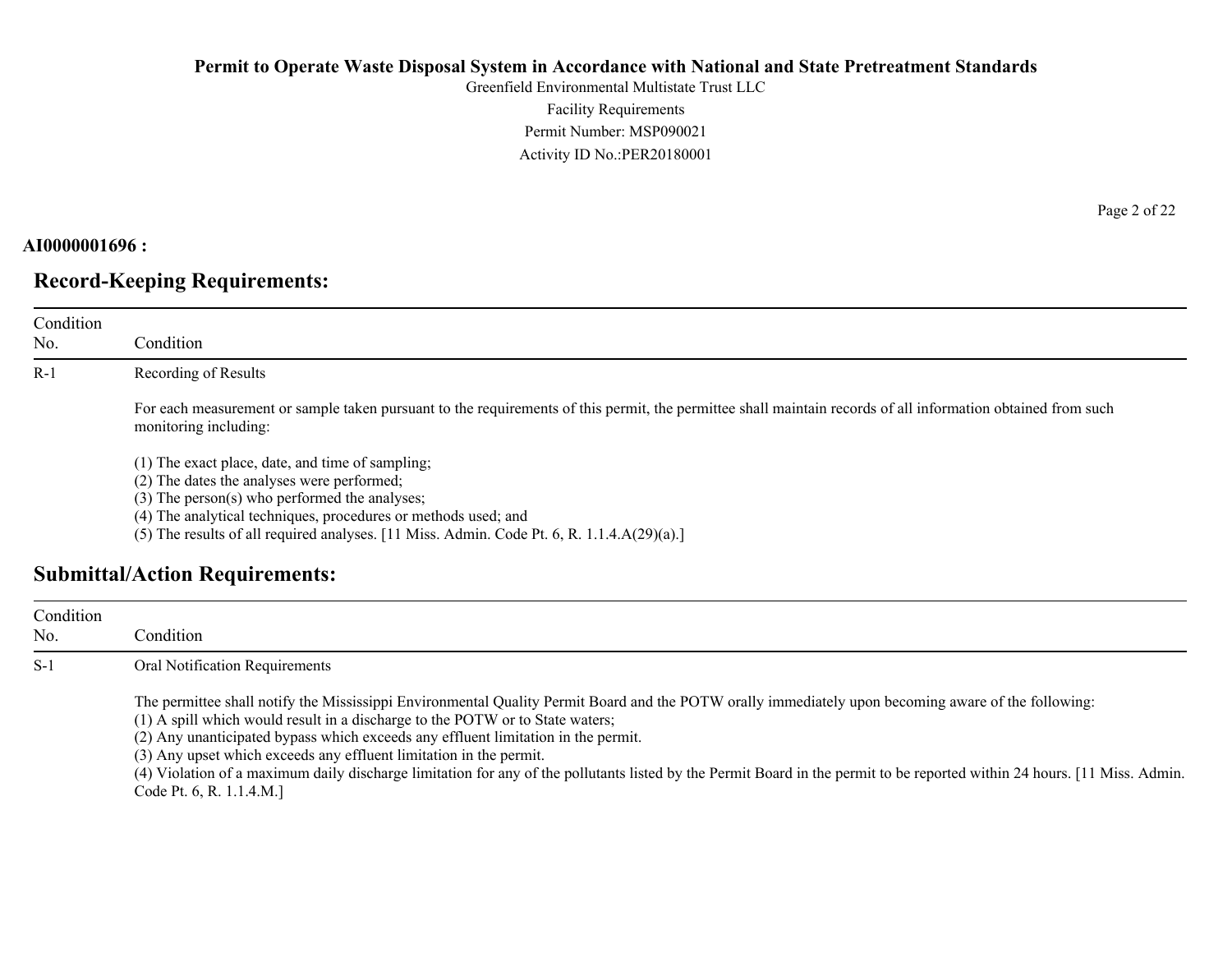## AI0000001696 :

## Record-Keeping Requirements:

| Condition No. | Condition |
|---|---|
| R-1 | Recording of Results<br><br>For each measurement or sample taken pursuant to the requirements of this permit, the permittee shall maintain records of all information obtained from such monitoring including:<br><br>(1) The exact place, date, and time of sampling;<br>(2) The dates the analyses were performed;<br>(3) The person(s) who performed the analyses;<br>(4) The analytical techniques, procedures or methods used; and<br>(5) The results of all required analyses. [11 Miss. Admin. Code Pt. 6, R. 1.1.4.A(29)(a).] |

## Submittal/Action Requirements:

| Condition No. | Condition |
|---|---|
| S-1 | Oral Notification Requirements<br><br>The permittee shall notify the Mississippi Environmental Quality Permit Board and the POTW orally immediately upon becoming aware of the following:<br>(1) A spill which would result in a discharge to the POTW or to State waters;<br>(2) Any unanticipated bypass which exceeds any effluent limitation in the permit.<br>(3) Any upset which exceeds any effluent limitation in the permit.<br>(4) Violation of a maximum daily discharge limitation for any of the pollutants listed by the Permit Board in the permit to be reported within 24 hours. [11 Miss. Admin. Code Pt. 6, R. 1.1.4.M.] |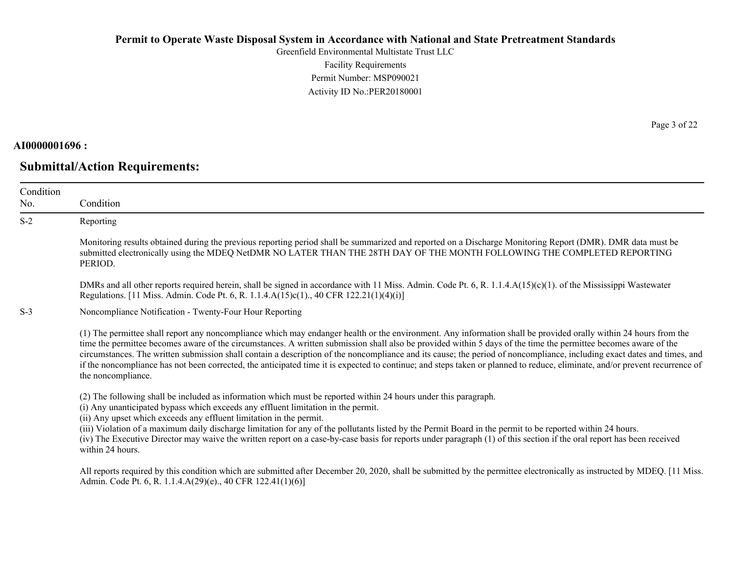**AI0000001696 :**

## Submittal/Action Requirements:

| Condition No. | Condition |
|---|---|
| S-2 | Reporting<br><br>Monitoring results obtained during the previous reporting period shall be summarized and reported on a Discharge Monitoring Report (DMR). DMR data must be submitted electronically using the MDEQ NetDMR NO LATER THAN THE 28TH DAY OF THE MONTH FOLLOWING THE COMPLETED REPORTING PERIOD.<br><br>DMRs and all other reports required herein, shall be signed in accordance with 11 Miss. Admin. Code Pt. 6, R. 1.1.4.A(15)(c)(1). of the Mississippi Wastewater Regulations. [11 Miss. Admin. Code Pt. 6, R. 1.1.4.A(15)c(1)., 40 CFR 122.21(1)(4)(i)] |
| S-3 | Noncompliance Notification - Twenty-Four Hour Reporting<br><br>(1) The permittee shall report any noncompliance which may endanger health or the environment. Any information shall be provided orally within 24 hours from the time the permittee becomes aware of the circumstances. A written submission shall also be provided within 5 days of the time the permittee becomes aware of the circumstances. The written submission shall contain a description of the noncompliance and its cause; the period of noncompliance, including exact dates and times, and if the noncompliance has not been corrected, the anticipated time it is expected to continue; and steps taken or planned to reduce, eliminate, and/or prevent recurrence of the noncompliance.<br><br>(2) The following shall be included as information which must be reported within 24 hours under this paragraph.<br>(i) Any unanticipated bypass which exceeds any effluent limitation in the permit.<br>(ii) Any upset which exceeds any effluent limitation in the permit.<br>(iii) Violation of a maximum daily discharge limitation for any of the pollutants listed by the Permit Board in the permit to be reported within 24 hours.<br>(iv) The Executive Director may waive the written report on a case-by-case basis for reports under paragraph (1) of this section if the oral report has been received within 24 hours.<br><br>All reports required by this condition which are submitted after December 20, 2020, shall be submitted by the permittee electronically as instructed by MDEQ. [11 Miss. Admin. Code Pt. 6, R. 1.1.4.A(29)(e)., 40 CFR 122.41(1)(6)] |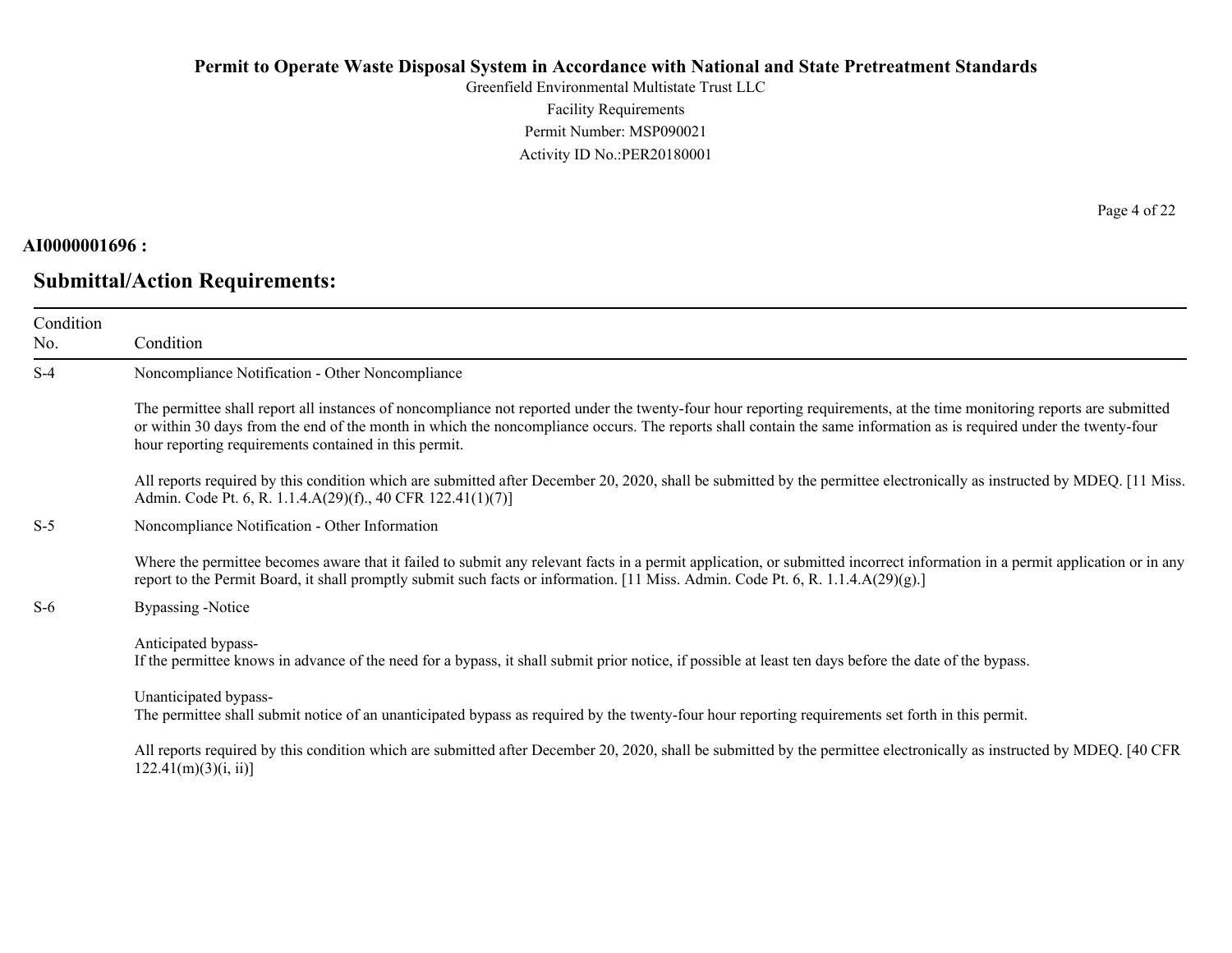**AI0000001696 :**

## Submittal/Action Requirements:

| Condition No. | Condition |
|---|---|
| S-4 | Noncompliance Notification - Other Noncompliance<br><br>The permittee shall report all instances of noncompliance not reported under the twenty-four hour reporting requirements, at the time monitoring reports are submitted or within 30 days from the end of the month in which the noncompliance occurs. The reports shall contain the same information as is required under the twenty-four hour reporting requirements contained in this permit.<br><br>All reports required by this condition which are submitted after December 20, 2020, shall be submitted by the permittee electronically as instructed by MDEQ. [11 Miss. Admin. Code Pt. 6, R. 1.1.4.A(29)(f)., 40 CFR 122.41(1)(7)] |
| S-5 | Noncompliance Notification - Other Information<br><br>Where the permittee becomes aware that it failed to submit any relevant facts in a permit application, or submitted incorrect information in a permit application or in any report to the Permit Board, it shall promptly submit such facts or information. [11 Miss. Admin. Code Pt. 6, R. 1.1.4.A(29)(g).] |
| S-6 | Bypassing -Notice<br><br>Anticipated bypass-<br>If the permittee knows in advance of the need for a bypass, it shall submit prior notice, if possible at least ten days before the date of the bypass.<br><br>Unanticipated bypass-<br>The permittee shall submit notice of an unanticipated bypass as required by the twenty-four hour reporting requirements set forth in this permit.<br><br>All reports required by this condition which are submitted after December 20, 2020, shall be submitted by the permittee electronically as instructed by MDEQ. [40 CFR 122.41(m)(3)(i, ii)] |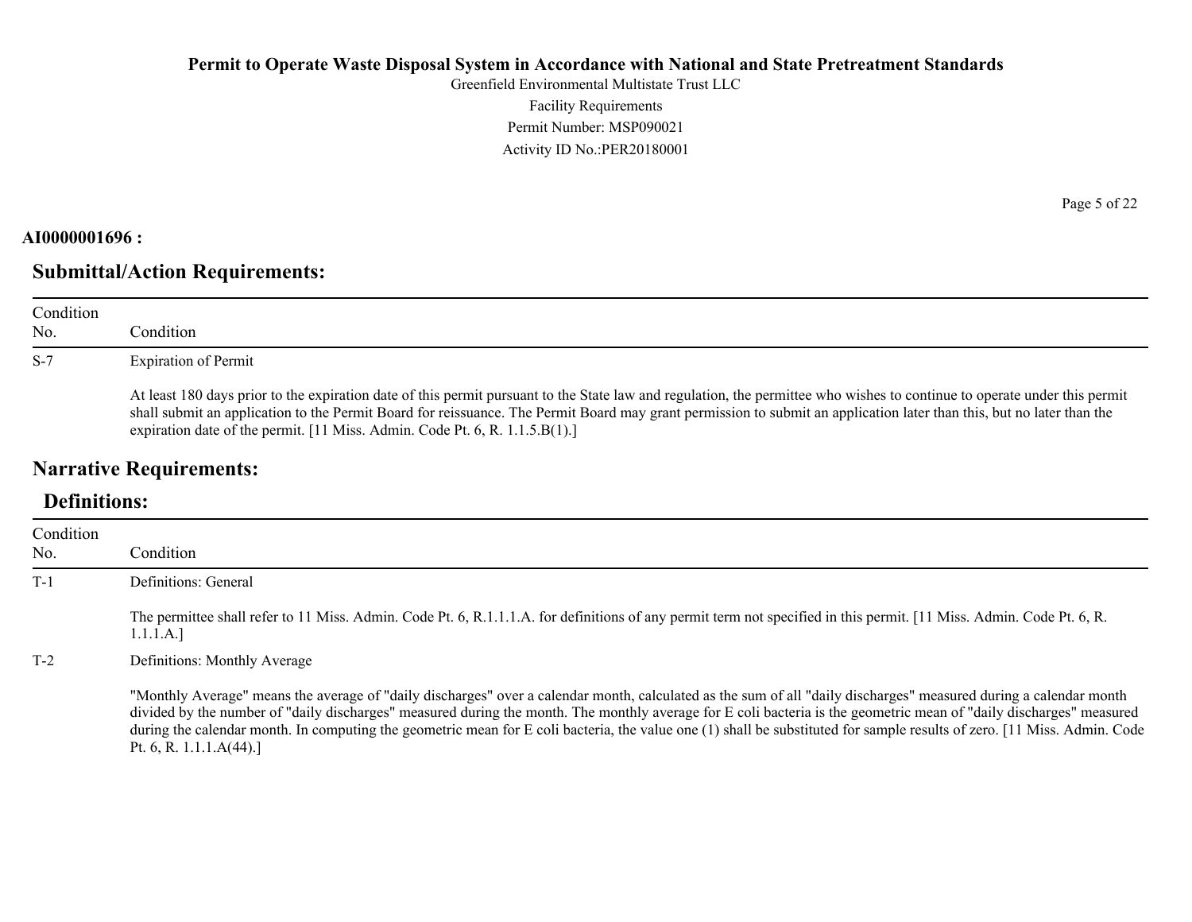**AI0000001696 :**

## Submittal/Action Requirements:

| Condition No. | Condition |
|---|---|
| S-7 | Expiration of Permit<br><br>At least 180 days prior to the expiration date of this permit pursuant to the State law and regulation, the permittee who wishes to continue to operate under this permit shall submit an application to the Permit Board for reissuance. The Permit Board may grant permission to submit an application later than this, but no later than the expiration date of the permit. [11 Miss. Admin. Code Pt. 6, R. 1.1.5.B(1).] |

## Narrative Requirements:

### Definitions:

| Condition No. | Condition |
|---|---|
| T-1 | Definitions: General<br><br>The permittee shall refer to 11 Miss. Admin. Code Pt. 6, R.1.1.1.A. for definitions of any permit term not specified in this permit. [11 Miss. Admin. Code Pt. 6, R. 1.1.1.A.] |
| T-2 | Definitions: Monthly Average<br><br>"Monthly Average" means the average of "daily discharges" over a calendar month, calculated as the sum of all "daily discharges" measured during a calendar month divided by the number of "daily discharges" measured during the month. The monthly average for E coli bacteria is the geometric mean of "daily discharges" measured during the calendar month. In computing the geometric mean for E coli bacteria, the value one (1) shall be substituted for sample results of zero. [11 Miss. Admin. Code Pt. 6, R. 1.1.1.A(44).] |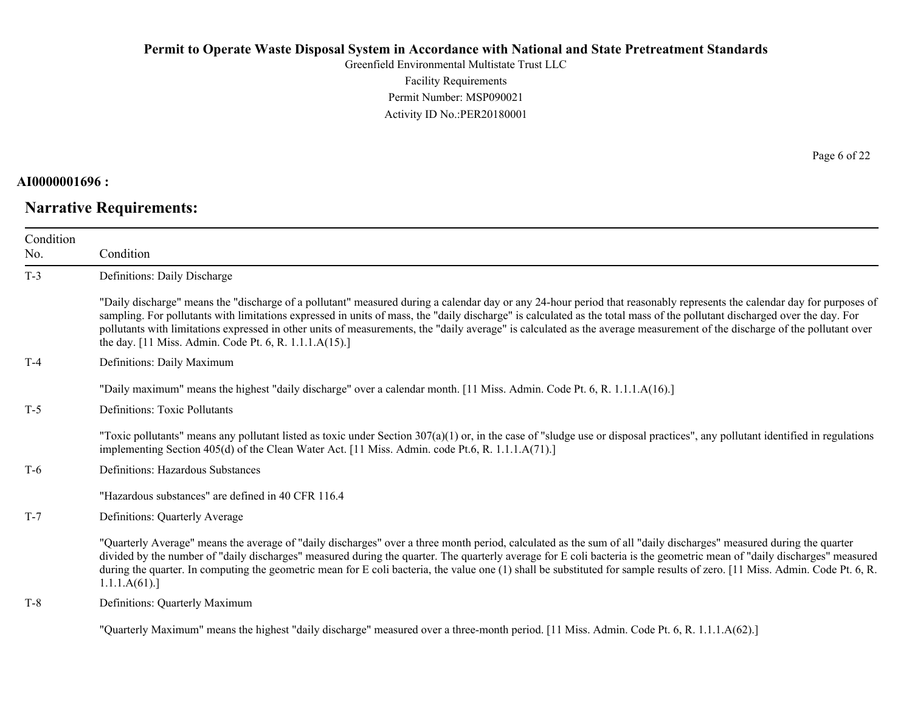**AI0000001696 :**

## Narrative Requirements:

| Condition No. | Condition |
|---|---|
| T-3 | Definitions: Daily Discharge<br><br>"Daily discharge" means the "discharge of a pollutant" measured during a calendar day or any 24-hour period that reasonably represents the calendar day for purposes of sampling. For pollutants with limitations expressed in units of mass, the "daily discharge" is calculated as the total mass of the pollutant discharged over the day. For pollutants with limitations expressed in other units of measurements, the "daily average" is calculated as the average measurement of the discharge of the pollutant over the day. [11 Miss. Admin. Code Pt. 6, R. 1.1.1.A(15).] |
| T-4 | Definitions: Daily Maximum<br><br>"Daily maximum" means the highest "daily discharge" over a calendar month. [11 Miss. Admin. Code Pt. 6, R. 1.1.1.A(16).] |
| T-5 | Definitions: Toxic Pollutants<br><br>"Toxic pollutants" means any pollutant listed as toxic under Section 307(a)(1) or, in the case of "sludge use or disposal practices", any pollutant identified in regulations implementing Section 405(d) of the Clean Water Act. [11 Miss. Admin. code Pt.6, R. 1.1.1.A(71).] |
| T-6 | Definitions: Hazardous Substances<br><br>"Hazardous substances" are defined in 40 CFR 116.4 |
| T-7 | Definitions: Quarterly Average<br><br>"Quarterly Average" means the average of "daily discharges" over a three month period, calculated as the sum of all "daily discharges" measured during the quarter divided by the number of "daily discharges" measured during the quarter. The quarterly average for E coli bacteria is the geometric mean of "daily discharges" measured during the quarter. In computing the geometric mean for E coli bacteria, the value one (1) shall be substituted for sample results of zero. [11 Miss. Admin. Code Pt. 6, R. 1.1.1.A(61).] |
| T-8 | Definitions: Quarterly Maximum<br><br>"Quarterly Maximum" means the highest "daily discharge" measured over a three-month period. [11 Miss. Admin. Code Pt. 6, R. 1.1.1.A(62).] |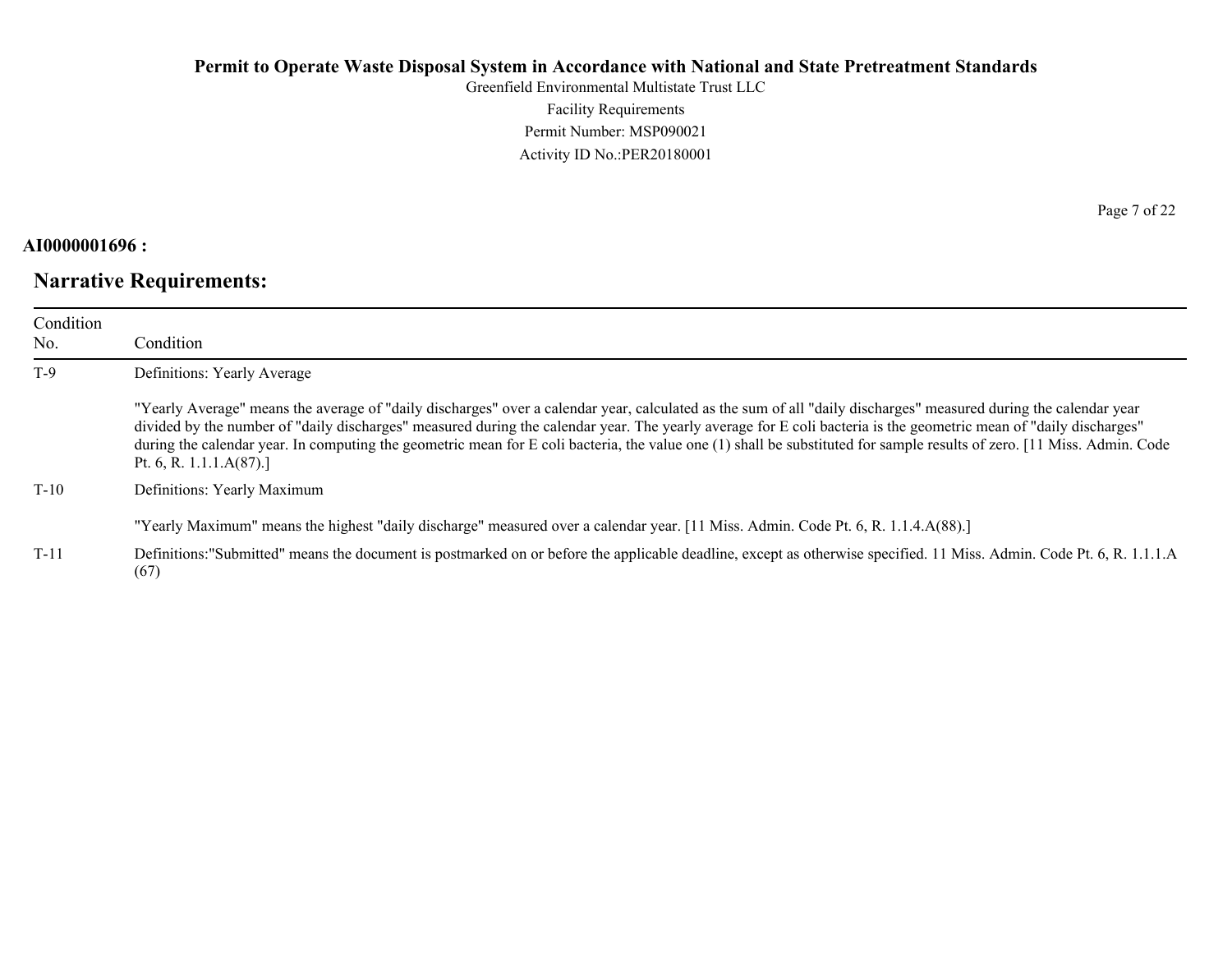**AI0000001696 :**

## Narrative Requirements:

| Condition No. | Condition |
|---|---|
| T-9 | Definitions: Yearly Average<br><br>"Yearly Average" means the average of "daily discharges" over a calendar year, calculated as the sum of all "daily discharges" measured during the calendar year divided by the number of "daily discharges" measured during the calendar year. The yearly average for E coli bacteria is the geometric mean of "daily discharges" during the calendar year. In computing the geometric mean for E coli bacteria, the value one (1) shall be substituted for sample results of zero. [11 Miss. Admin. Code Pt. 6, R. 1.1.1.A(87).] |
| T-10 | Definitions: Yearly Maximum<br><br>"Yearly Maximum" means the highest "daily discharge" measured over a calendar year. [11 Miss. Admin. Code Pt. 6, R. 1.1.4.A(88).] |
| T-11 | Definitions:"Submitted" means the document is postmarked on or before the applicable deadline, except as otherwise specified. 11 Miss. Admin. Code Pt. 6, R. 1.1.1.A (67) |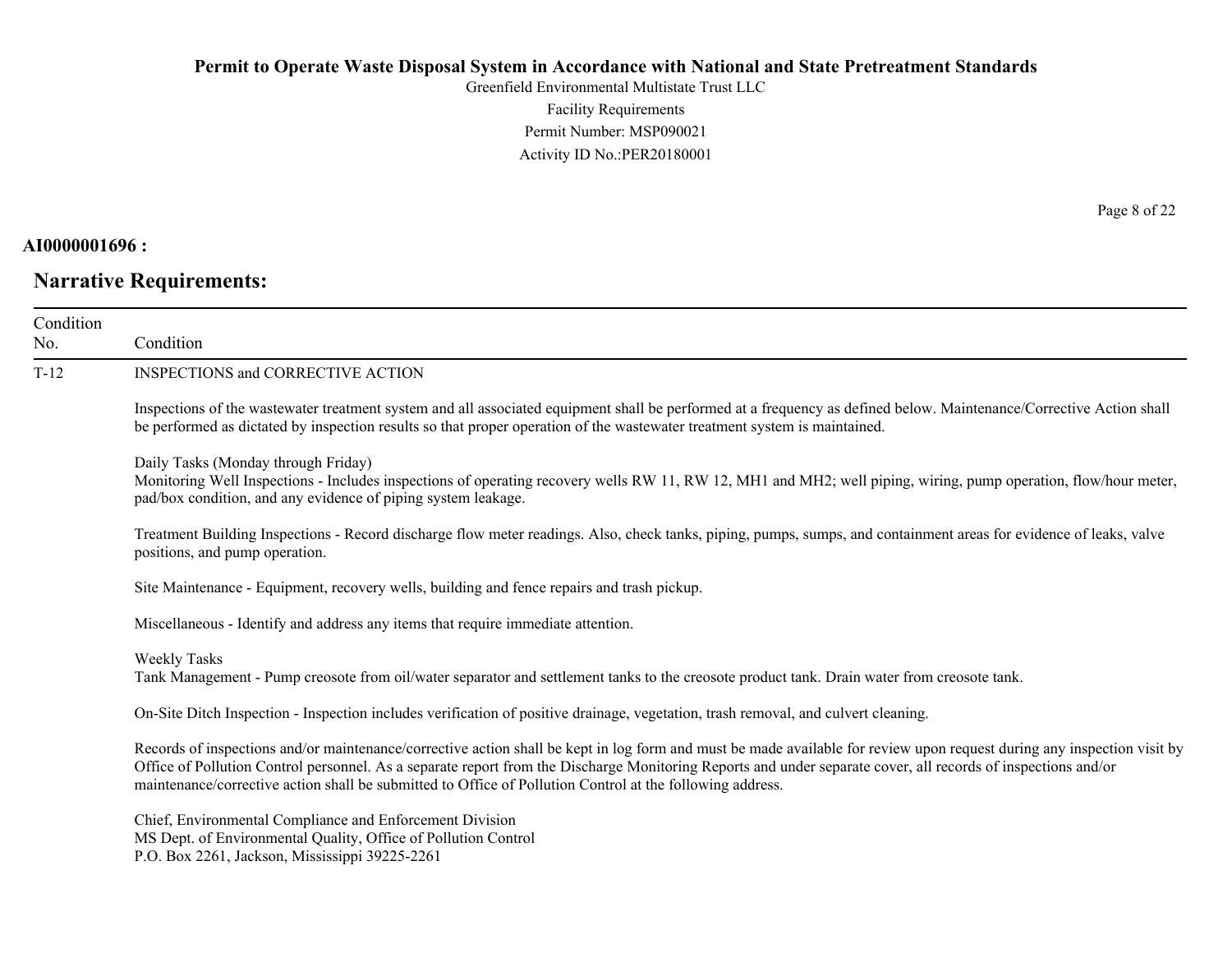# Permit to Operate Waste Disposal System in Accordance with National and State Pretreatment Standards

Greenfield Environmental Multistate Trust LLC
Facility Requirements
Permit Number: MSP090021
Activity ID No.:PER20180001

**AI0000001696 :**

## Narrative Requirements:

| Condition No. | Condition |
|---|---|
| T-12 | INSPECTIONS and CORRECTIVE ACTION |

Inspections of the wastewater treatment system and all associated equipment shall be performed at a frequency as defined below. Maintenance/Corrective Action shall be performed as dictated by inspection results so that proper operation of the wastewater treatment system is maintained.

Daily Tasks (Monday through Friday)
Monitoring Well Inspections - Includes inspections of operating recovery wells RW 11, RW 12, MH1 and MH2; well piping, wiring, pump operation, flow/hour meter, pad/box condition, and any evidence of piping system leakage.

Treatment Building Inspections - Record discharge flow meter readings. Also, check tanks, piping, pumps, sumps, and containment areas for evidence of leaks, valve positions, and pump operation.

Site Maintenance - Equipment, recovery wells, building and fence repairs and trash pickup.

Miscellaneous - Identify and address any items that require immediate attention.

Weekly Tasks
Tank Management - Pump creosote from oil/water separator and settlement tanks to the creosote product tank. Drain water from creosote tank.

On-Site Ditch Inspection - Inspection includes verification of positive drainage, vegetation, trash removal, and culvert cleaning.

Records of inspections and/or maintenance/corrective action shall be kept in log form and must be made available for review upon request during any inspection visit by Office of Pollution Control personnel. As a separate report from the Discharge Monitoring Reports and under separate cover, all records of inspections and/or maintenance/corrective action shall be submitted to Office of Pollution Control at the following address.

Chief, Environmental Compliance and Enforcement Division
MS Dept. of Environmental Quality, Office of Pollution Control
P.O. Box 2261, Jackson, Mississippi 39225-2261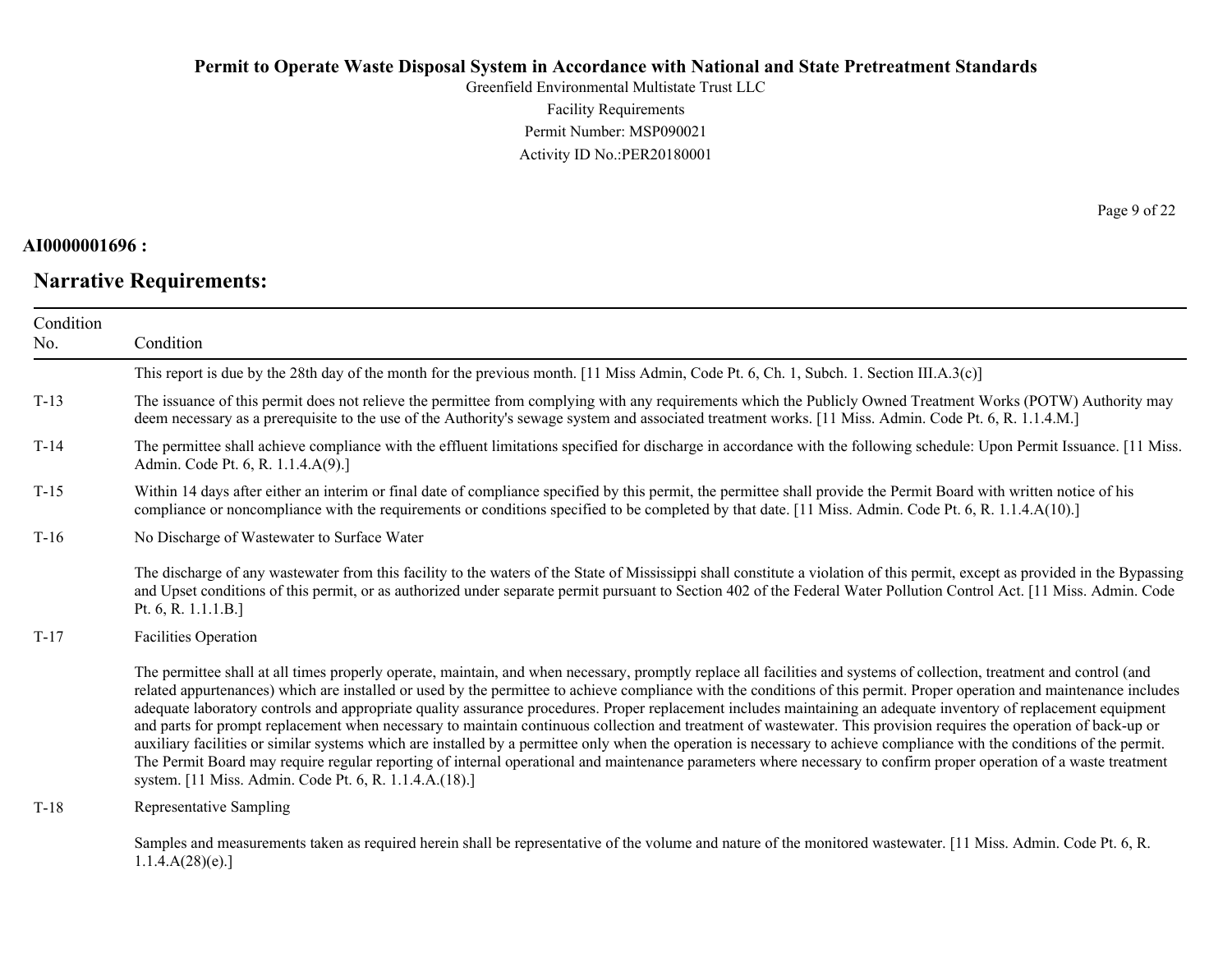**AI0000001696 :**

## Narrative Requirements:

| Condition No. | Condition |
|---|---|
| | This report is due by the 28th day of the month for the previous month. [11 Miss Admin, Code Pt. 6, Ch. 1, Subch. 1. Section III.A.3(c)] |
| T-13 | The issuance of this permit does not relieve the permittee from complying with any requirements which the Publicly Owned Treatment Works (POTW) Authority may deem necessary as a prerequisite to the use of the Authority's sewage system and associated treatment works. [11 Miss. Admin. Code Pt. 6, R. 1.1.4.M.] |
| T-14 | The permittee shall achieve compliance with the effluent limitations specified for discharge in accordance with the following schedule: Upon Permit Issuance. [11 Miss. Admin. Code Pt. 6, R. 1.1.4.A(9).] |
| T-15 | Within 14 days after either an interim or final date of compliance specified by this permit, the permittee shall provide the Permit Board with written notice of his compliance or noncompliance with the requirements or conditions specified to be completed by that date. [11 Miss. Admin. Code Pt. 6, R. 1.1.4.A(10).] |
| T-16 | No Discharge of Wastewater to Surface Water<br><br>The discharge of any wastewater from this facility to the waters of the State of Mississippi shall constitute a violation of this permit, except as provided in the Bypassing and Upset conditions of this permit, or as authorized under separate permit pursuant to Section 402 of the Federal Water Pollution Control Act. [11 Miss. Admin. Code Pt. 6, R. 1.1.1.B.] |
| T-17 | Facilities Operation<br><br>The permittee shall at all times properly operate, maintain, and when necessary, promptly replace all facilities and systems of collection, treatment and control (and related appurtenances) which are installed or used by the permittee to achieve compliance with the conditions of this permit. Proper operation and maintenance includes adequate laboratory controls and appropriate quality assurance procedures. Proper replacement includes maintaining an adequate inventory of replacement equipment and parts for prompt replacement when necessary to maintain continuous collection and treatment of wastewater. This provision requires the operation of back-up or auxiliary facilities or similar systems which are installed by a permittee only when the operation is necessary to achieve compliance with the conditions of the permit. The Permit Board may require regular reporting of internal operational and maintenance parameters where necessary to confirm proper operation of a waste treatment system. [11 Miss. Admin. Code Pt. 6, R. 1.1.4.A.(18).] |
| T-18 | Representative Sampling<br><br>Samples and measurements taken as required herein shall be representative of the volume and nature of the monitored wastewater. [11 Miss. Admin. Code Pt. 6, R. 1.1.4.A(28)(e).] |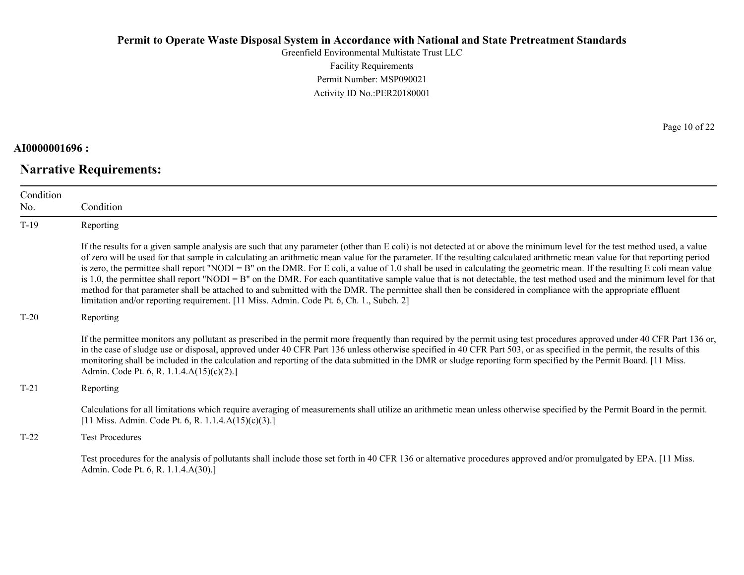**AI0000001696 :**

## Narrative Requirements:

| Condition No. | Condition |
|---|---|
| T-19 | Reporting<br><br>If the results for a given sample analysis are such that any parameter (other than E coli) is not detected at or above the minimum level for the test method used, a value of zero will be used for that sample in calculating an arithmetic mean value for the parameter. If the resulting calculated arithmetic mean value for that reporting period is zero, the permittee shall report "NODI = B" on the DMR. For E coli, a value of 1.0 shall be used in calculating the geometric mean. If the resulting E coli mean value is 1.0, the permittee shall report "NODI = B" on the DMR. For each quantitative sample value that is not detectable, the test method used and the minimum level for that method for that parameter shall be attached to and submitted with the DMR. The permittee shall then be considered in compliance with the appropriate effluent limitation and/or reporting requirement. [11 Miss. Admin. Code Pt. 6, Ch. 1., Subch. 2] |
| T-20 | Reporting<br><br>If the permittee monitors any pollutant as prescribed in the permit more frequently than required by the permit using test procedures approved under 40 CFR Part 136 or, in the case of sludge use or disposal, approved under 40 CFR Part 136 unless otherwise specified in 40 CFR Part 503, or as specified in the permit, the results of this monitoring shall be included in the calculation and reporting of the data submitted in the DMR or sludge reporting form specified by the Permit Board. [11 Miss. Admin. Code Pt. 6, R. 1.1.4.A(15)(c)(2).] |
| T-21 | Reporting<br><br>Calculations for all limitations which require averaging of measurements shall utilize an arithmetic mean unless otherwise specified by the Permit Board in the permit. [11 Miss. Admin. Code Pt. 6, R. 1.1.4.A(15)(c)(3).] |
| T-22 | Test Procedures<br><br>Test procedures for the analysis of pollutants shall include those set forth in 40 CFR 136 or alternative procedures approved and/or promulgated by EPA. [11 Miss. Admin. Code Pt. 6, R. 1.1.4.A(30).] |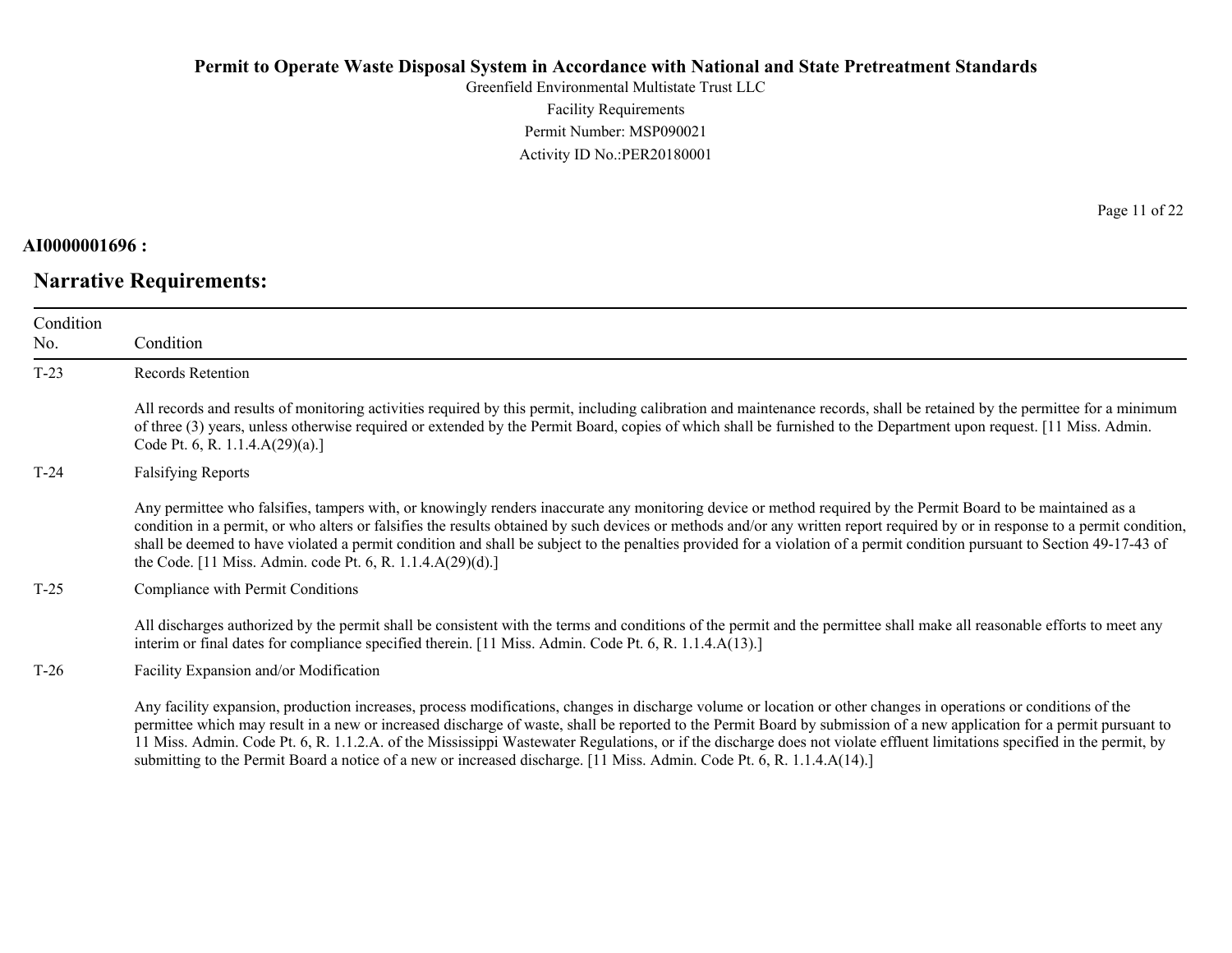**AI0000001696 :**

## Narrative Requirements:

| Condition No. | Condition |
|---|---|
| T-23 | Records Retention<br><br>All records and results of monitoring activities required by this permit, including calibration and maintenance records, shall be retained by the permittee for a minimum of three (3) years, unless otherwise required or extended by the Permit Board, copies of which shall be furnished to the Department upon request. [11 Miss. Admin. Code Pt. 6, R. 1.1.4.A(29)(a).] |
| T-24 | Falsifying Reports<br><br>Any permittee who falsifies, tampers with, or knowingly renders inaccurate any monitoring device or method required by the Permit Board to be maintained as a condition in a permit, or who alters or falsifies the results obtained by such devices or methods and/or any written report required by or in response to a permit condition, shall be deemed to have violated a permit condition and shall be subject to the penalties provided for a violation of a permit condition pursuant to Section 49-17-43 of the Code. [11 Miss. Admin. code Pt. 6, R. 1.1.4.A(29)(d).] |
| T-25 | Compliance with Permit Conditions<br><br>All discharges authorized by the permit shall be consistent with the terms and conditions of the permit and the permittee shall make all reasonable efforts to meet any interim or final dates for compliance specified therein. [11 Miss. Admin. Code Pt. 6, R. 1.1.4.A(13).] |
| T-26 | Facility Expansion and/or Modification<br><br>Any facility expansion, production increases, process modifications, changes in discharge volume or location or other changes in operations or conditions of the permittee which may result in a new or increased discharge of waste, shall be reported to the Permit Board by submission of a new application for a permit pursuant to 11 Miss. Admin. Code Pt. 6, R. 1.1.2.A. of the Mississippi Wastewater Regulations, or if the discharge does not violate effluent limitations specified in the permit, by submitting to the Permit Board a notice of a new or increased discharge. [11 Miss. Admin. Code Pt. 6, R. 1.1.4.A(14).] |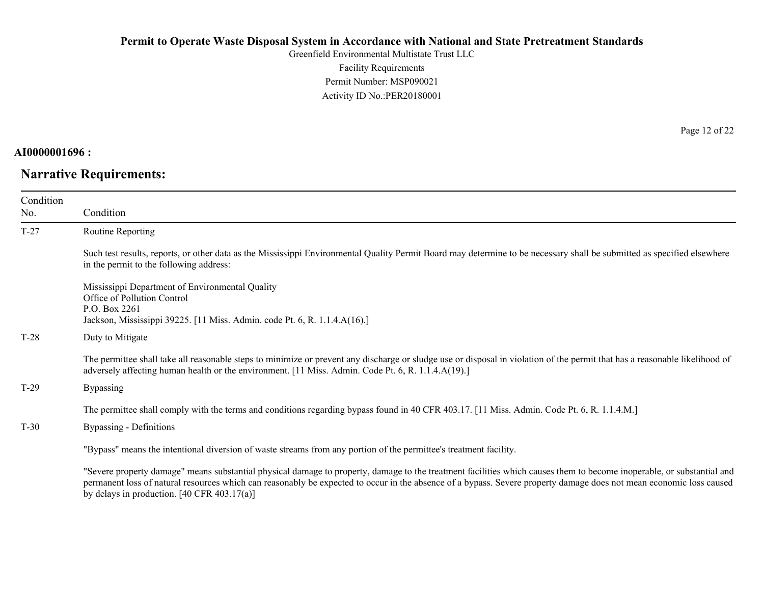**AI0000001696 :**

## Narrative Requirements:

| Condition No. | Condition |
|---|---|
| T-27 | Routine Reporting<br><br>Such test results, reports, or other data as the Mississippi Environmental Quality Permit Board may determine to be necessary shall be submitted as specified elsewhere in the permit to the following address:<br><br>Mississippi Department of Environmental Quality<br>Office of Pollution Control<br>P.O. Box 2261<br>Jackson, Mississippi 39225. [11 Miss. Admin. code Pt. 6, R. 1.1.4.A(16).] |
| T-28 | Duty to Mitigate<br><br>The permittee shall take all reasonable steps to minimize or prevent any discharge or sludge use or disposal in violation of the permit that has a reasonable likelihood of adversely affecting human health or the environment. [11 Miss. Admin. Code Pt. 6, R. 1.1.4.A(19).] |
| T-29 | Bypassing<br><br>The permittee shall comply with the terms and conditions regarding bypass found in 40 CFR 403.17. [11 Miss. Admin. Code Pt. 6, R. 1.1.4.M.] |
| T-30 | Bypassing - Definitions<br><br>"Bypass" means the intentional diversion of waste streams from any portion of the permittee's treatment facility.<br><br>"Severe property damage" means substantial physical damage to property, damage to the treatment facilities which causes them to become inoperable, or substantial and permanent loss of natural resources which can reasonably be expected to occur in the absence of a bypass. Severe property damage does not mean economic loss caused by delays in production. [40 CFR 403.17(a)] |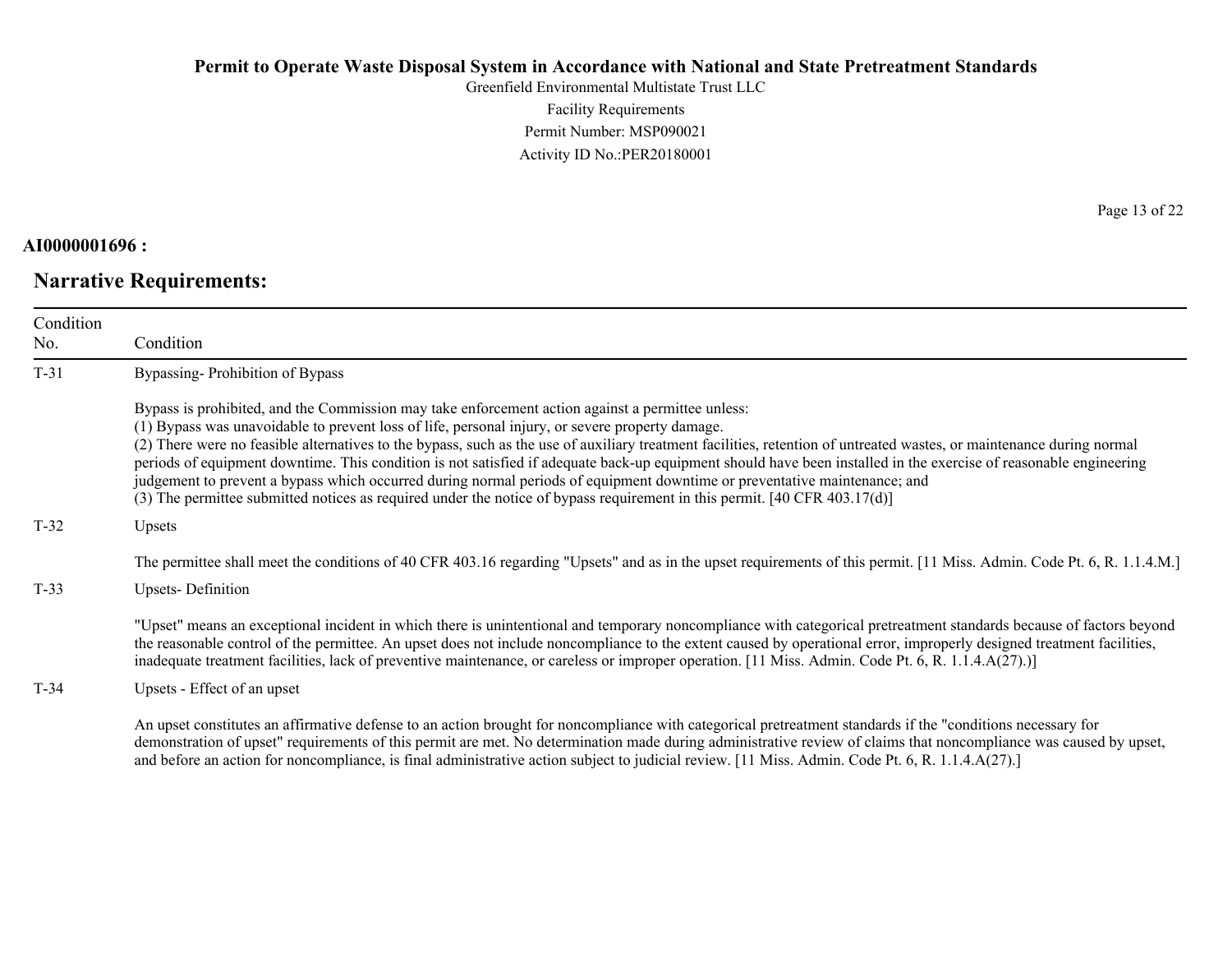**AI0000001696 :**

## Narrative Requirements:

| Condition No. | Condition |
|---|---|
| T-31 | Bypassing- Prohibition of Bypass<br><br>Bypass is prohibited, and the Commission may take enforcement action against a permittee unless:<br>(1) Bypass was unavoidable to prevent loss of life, personal injury, or severe property damage.<br>(2) There were no feasible alternatives to the bypass, such as the use of auxiliary treatment facilities, retention of untreated wastes, or maintenance during normal periods of equipment downtime. This condition is not satisfied if adequate back-up equipment should have been installed in the exercise of reasonable engineering judgement to prevent a bypass which occurred during normal periods of equipment downtime or preventative maintenance; and<br>(3) The permittee submitted notices as required under the notice of bypass requirement in this permit. [40 CFR 403.17(d)] |
| T-32 | Upsets<br><br>The permittee shall meet the conditions of 40 CFR 403.16 regarding "Upsets" and as in the upset requirements of this permit. [11 Miss. Admin. Code Pt. 6, R. 1.1.4.M.] |
| T-33 | Upsets- Definition<br><br>"Upset" means an exceptional incident in which there is unintentional and temporary noncompliance with categorical pretreatment standards because of factors beyond the reasonable control of the permittee. An upset does not include noncompliance to the extent caused by operational error, improperly designed treatment facilities, inadequate treatment facilities, lack of preventive maintenance, or careless or improper operation. [11 Miss. Admin. Code Pt. 6, R. 1.1.4.A(27).)] |
| T-34 | Upsets - Effect of an upset<br><br>An upset constitutes an affirmative defense to an action brought for noncompliance with categorical pretreatment standards if the "conditions necessary for demonstration of upset" requirements of this permit are met. No determination made during administrative review of claims that noncompliance was caused by upset, and before an action for noncompliance, is final administrative action subject to judicial review. [11 Miss. Admin. Code Pt. 6, R. 1.1.4.A(27).] |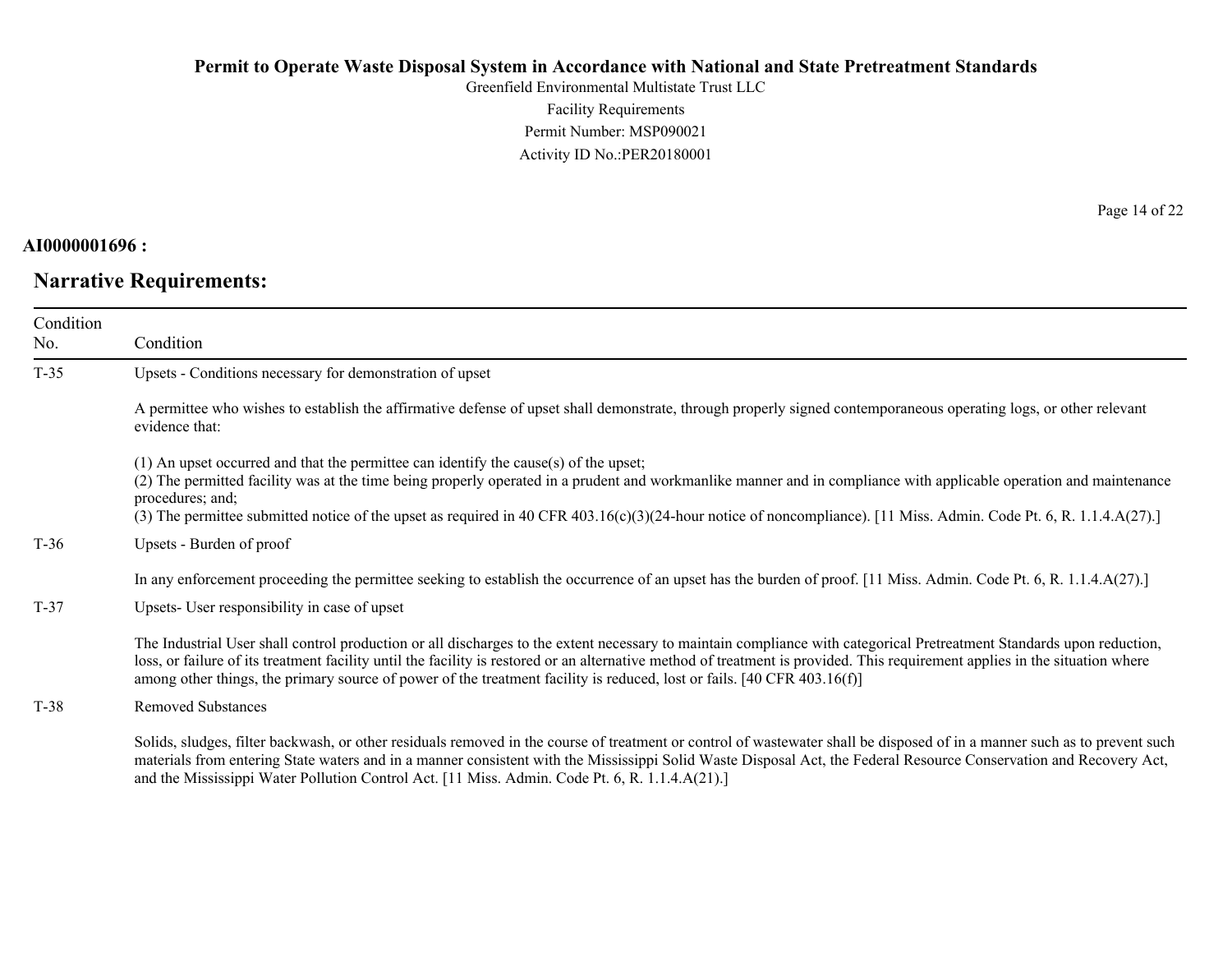**AI0000001696 :**

## Narrative Requirements:

| Condition No. | Condition |
|---|---|
| T-35 | Upsets - Conditions necessary for demonstration of upset<br><br>A permittee who wishes to establish the affirmative defense of upset shall demonstrate, through properly signed contemporaneous operating logs, or other relevant evidence that:<br><br>(1) An upset occurred and that the permittee can identify the cause(s) of the upset;<br>(2) The permitted facility was at the time being properly operated in a prudent and workmanlike manner and in compliance with applicable operation and maintenance procedures; and;<br>(3) The permittee submitted notice of the upset as required in 40 CFR 403.16(c)(3)(24-hour notice of noncompliance). [11 Miss. Admin. Code Pt. 6, R. 1.1.4.A(27).] |
| T-36 | Upsets - Burden of proof<br><br>In any enforcement proceeding the permittee seeking to establish the occurrence of an upset has the burden of proof. [11 Miss. Admin. Code Pt. 6, R. 1.1.4.A(27).] |
| T-37 | Upsets- User responsibility in case of upset<br><br>The Industrial User shall control production or all discharges to the extent necessary to maintain compliance with categorical Pretreatment Standards upon reduction, loss, or failure of its treatment facility until the facility is restored or an alternative method of treatment is provided. This requirement applies in the situation where among other things, the primary source of power of the treatment facility is reduced, lost or fails. [40 CFR 403.16(f)] |
| T-38 | Removed Substances<br><br>Solids, sludges, filter backwash, or other residuals removed in the course of treatment or control of wastewater shall be disposed of in a manner such as to prevent such materials from entering State waters and in a manner consistent with the Mississippi Solid Waste Disposal Act, the Federal Resource Conservation and Recovery Act, and the Mississippi Water Pollution Control Act. [11 Miss. Admin. Code Pt. 6, R. 1.1.4.A(21).] |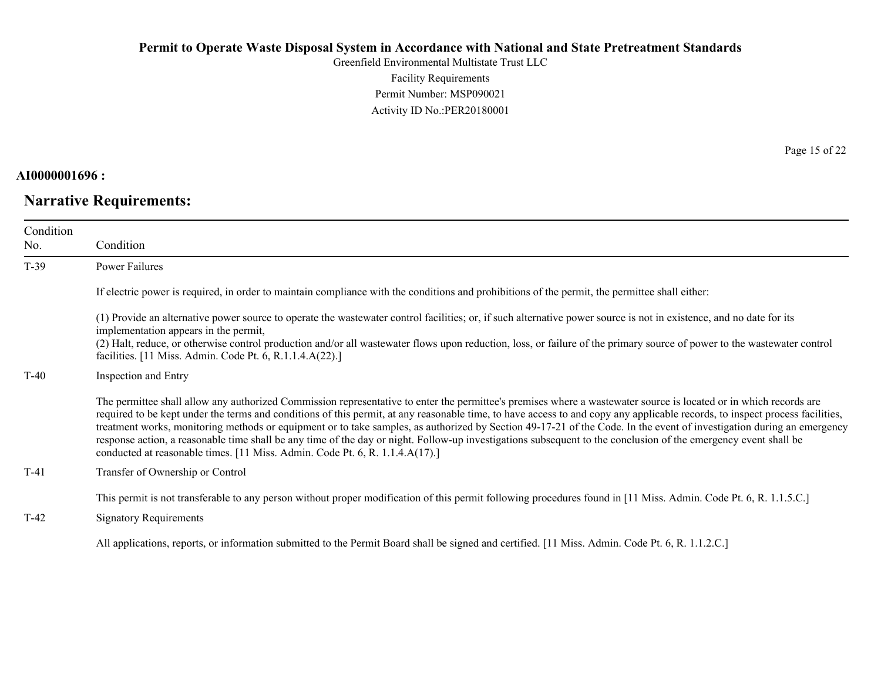**AI0000001696 :**

## Narrative Requirements:

| Condition No. | Condition |
|---|---|
| T-39 | Power Failures<br><br>If electric power is required, in order to maintain compliance with the conditions and prohibitions of the permit, the permittee shall either:<br><br>(1) Provide an alternative power source to operate the wastewater control facilities; or, if such alternative power source is not in existence, and no date for its implementation appears in the permit,<br>(2) Halt, reduce, or otherwise control production and/or all wastewater flows upon reduction, loss, or failure of the primary source of power to the wastewater control facilities. [11 Miss. Admin. Code Pt. 6, R.1.1.4.A(22).] |
| T-40 | Inspection and Entry<br><br>The permittee shall allow any authorized Commission representative to enter the permittee's premises where a wastewater source is located or in which records are required to be kept under the terms and conditions of this permit, at any reasonable time, to have access to and copy any applicable records, to inspect process facilities, treatment works, monitoring methods or equipment or to take samples, as authorized by Section 49-17-21 of the Code. In the event of investigation during an emergency response action, a reasonable time shall be any time of the day or night. Follow-up investigations subsequent to the conclusion of the emergency event shall be conducted at reasonable times. [11 Miss. Admin. Code Pt. 6, R. 1.1.4.A(17).] |
| T-41 | Transfer of Ownership or Control<br><br>This permit is not transferable to any person without proper modification of this permit following procedures found in [11 Miss. Admin. Code Pt. 6, R. 1.1.5.C.] |
| T-42 | Signatory Requirements<br><br>All applications, reports, or information submitted to the Permit Board shall be signed and certified. [11 Miss. Admin. Code Pt. 6, R. 1.1.2.C.] |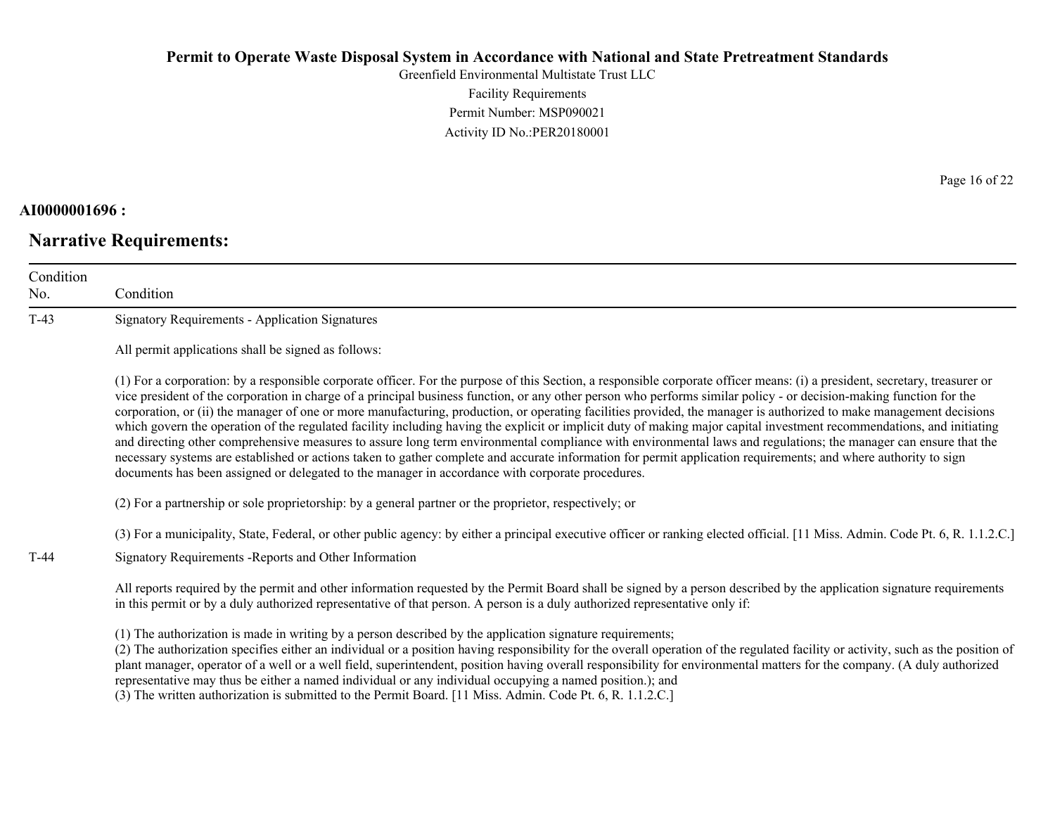**AI0000001696 :**

## Narrative Requirements:

| Condition No. | Condition |
|---|---|
| T-43 | Signatory Requirements - Application Signatures<br><br>All permit applications shall be signed as follows:<br><br>(1) For a corporation: by a responsible corporate officer. For the purpose of this Section, a responsible corporate officer means: (i) a president, secretary, treasurer or vice president of the corporation in charge of a principal business function, or any other person who performs similar policy - or decision-making function for the corporation, or (ii) the manager of one or more manufacturing, production, or operating facilities provided, the manager is authorized to make management decisions which govern the operation of the regulated facility including having the explicit or implicit duty of making major capital investment recommendations, and initiating and directing other comprehensive measures to assure long term environmental compliance with environmental laws and regulations; the manager can ensure that the necessary systems are established or actions taken to gather complete and accurate information for permit application requirements; and where authority to sign documents has been assigned or delegated to the manager in accordance with corporate procedures.<br><br>(2) For a partnership or sole proprietorship: by a general partner or the proprietor, respectively; or<br><br>(3) For a municipality, State, Federal, or other public agency: by either a principal executive officer or ranking elected official. [11 Miss. Admin. Code Pt. 6, R. 1.1.2.C.] |
| T-44 | Signatory Requirements -Reports and Other Information<br><br>All reports required by the permit and other information requested by the Permit Board shall be signed by a person described by the application signature requirements in this permit or by a duly authorized representative of that person. A person is a duly authorized representative only if:<br><br>(1) The authorization is made in writing by a person described by the application signature requirements;<br>(2) The authorization specifies either an individual or a position having responsibility for the overall operation of the regulated facility or activity, such as the position of plant manager, operator of a well or a well field, superintendent, position having overall responsibility for environmental matters for the company. (A duly authorized representative may thus be either a named individual or any individual occupying a named position.); and<br>(3) The written authorization is submitted to the Permit Board. [11 Miss. Admin. Code Pt. 6, R. 1.1.2.C.] |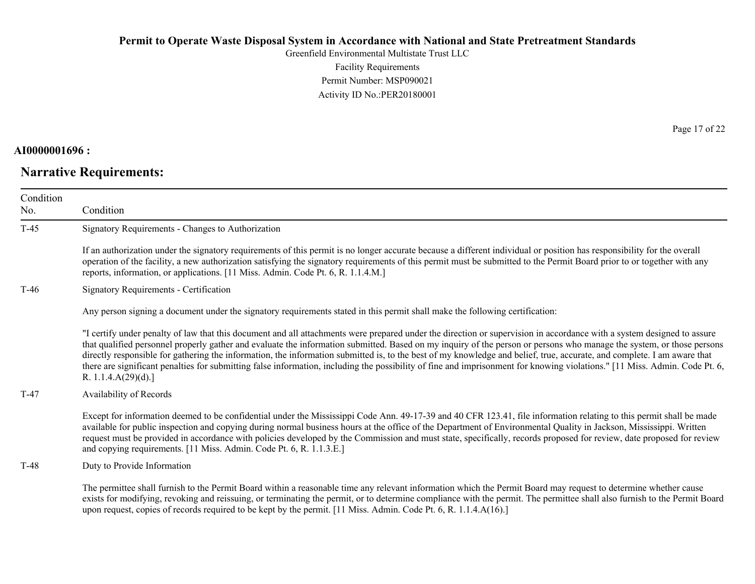**AI0000001696 :**

## Narrative Requirements:

| Condition No. | Condition |
|---|---|
| T-45 | Signatory Requirements - Changes to Authorization<br><br>If an authorization under the signatory requirements of this permit is no longer accurate because a different individual or position has responsibility for the overall operation of the facility, a new authorization satisfying the signatory requirements of this permit must be submitted to the Permit Board prior to or together with any reports, information, or applications. [11 Miss. Admin. Code Pt. 6, R. 1.1.4.M.] |
| T-46 | Signatory Requirements - Certification<br><br>Any person signing a document under the signatory requirements stated in this permit shall make the following certification:<br><br>"I certify under penalty of law that this document and all attachments were prepared under the direction or supervision in accordance with a system designed to assure that qualified personnel properly gather and evaluate the information submitted. Based on my inquiry of the person or persons who manage the system, or those persons directly responsible for gathering the information, the information submitted is, to the best of my knowledge and belief, true, accurate, and complete. I am aware that there are significant penalties for submitting false information, including the possibility of fine and imprisonment for knowing violations." [11 Miss. Admin. Code Pt. 6, R. 1.1.4.A(29)(d).] |
| T-47 | Availability of Records<br><br>Except for information deemed to be confidential under the Mississippi Code Ann. 49-17-39 and 40 CFR 123.41, file information relating to this permit shall be made available for public inspection and copying during normal business hours at the office of the Department of Environmental Quality in Jackson, Mississippi. Written request must be provided in accordance with policies developed by the Commission and must state, specifically, records proposed for review, date proposed for review and copying requirements. [11 Miss. Admin. Code Pt. 6, R. 1.1.3.E.] |
| T-48 | Duty to Provide Information<br><br>The permittee shall furnish to the Permit Board within a reasonable time any relevant information which the Permit Board may request to determine whether cause exists for modifying, revoking and reissuing, or terminating the permit, or to determine compliance with the permit. The permittee shall also furnish to the Permit Board upon request, copies of records required to be kept by the permit. [11 Miss. Admin. Code Pt. 6, R. 1.1.4.A(16).] |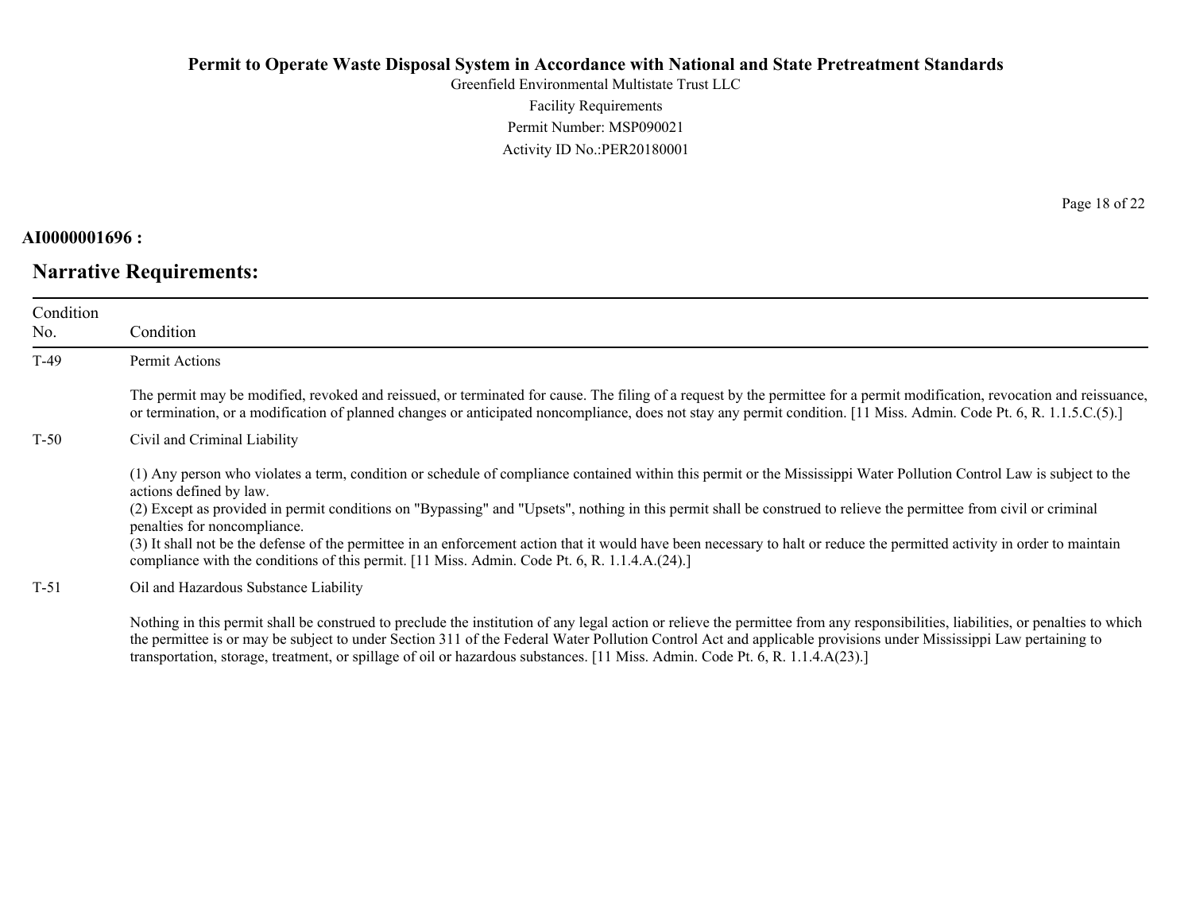**AI0000001696 :**

## Narrative Requirements:

| Condition No. | Condition |
|---|---|
| T-49 | Permit Actions<br><br>The permit may be modified, revoked and reissued, or terminated for cause. The filing of a request by the permittee for a permit modification, revocation and reissuance, or termination, or a modification of planned changes or anticipated noncompliance, does not stay any permit condition. [11 Miss. Admin. Code Pt. 6, R. 1.1.5.C.(5).] |
| T-50 | Civil and Criminal Liability<br><br>(1) Any person who violates a term, condition or schedule of compliance contained within this permit or the Mississippi Water Pollution Control Law is subject to the actions defined by law.<br>(2) Except as provided in permit conditions on "Bypassing" and "Upsets", nothing in this permit shall be construed to relieve the permittee from civil or criminal penalties for noncompliance.<br>(3) It shall not be the defense of the permittee in an enforcement action that it would have been necessary to halt or reduce the permitted activity in order to maintain compliance with the conditions of this permit. [11 Miss. Admin. Code Pt. 6, R. 1.1.4.A.(24).] |
| T-51 | Oil and Hazardous Substance Liability<br><br>Nothing in this permit shall be construed to preclude the institution of any legal action or relieve the permittee from any responsibilities, liabilities, or penalties to which the permittee is or may be subject to under Section 311 of the Federal Water Pollution Control Act and applicable provisions under Mississippi Law pertaining to transportation, storage, treatment, or spillage of oil or hazardous substances. [11 Miss. Admin. Code Pt. 6, R. 1.1.4.A(23).] |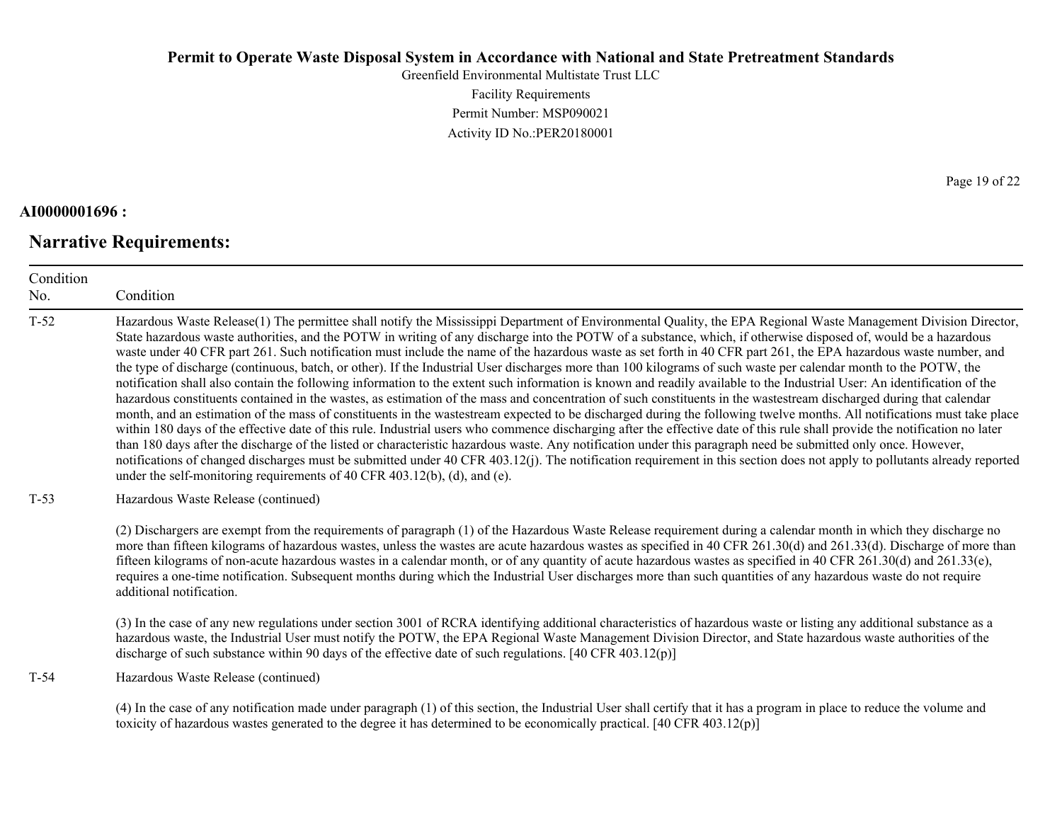**AI0000001696 :**

## Narrative Requirements:

| Condition No. | Condition |
|---|---|
| T-52 | Hazardous Waste Release(1) The permittee shall notify the Mississippi Department of Environmental Quality, the EPA Regional Waste Management Division Director, State hazardous waste authorities, and the POTW in writing of any discharge into the POTW of a substance, which, if otherwise disposed of, would be a hazardous waste under 40 CFR part 261. Such notification must include the name of the hazardous waste as set forth in 40 CFR part 261, the EPA hazardous waste number, and the type of discharge (continuous, batch, or other). If the Industrial User discharges more than 100 kilograms of such waste per calendar month to the POTW, the notification shall also contain the following information to the extent such information is known and readily available to the Industrial User: An identification of the hazardous constituents contained in the wastes, as estimation of the mass and concentration of such constituents in the wastestream discharged during that calendar month, and an estimation of the mass of constituents in the wastestream expected to be discharged during the following twelve months. All notifications must take place within 180 days of the effective date of this rule. Industrial users who commence discharging after the effective date of this rule shall provide the notification no later than 180 days after the discharge of the listed or characteristic hazardous waste. Any notification under this paragraph need be submitted only once. However, notifications of changed discharges must be submitted under 40 CFR 403.12(j). The notification requirement in this section does not apply to pollutants already reported under the self-monitoring requirements of 40 CFR 403.12(b), (d), and (e). |
| T-53 | Hazardous Waste Release (continued)<br><br>(2) Dischargers are exempt from the requirements of paragraph (1) of the Hazardous Waste Release requirement during a calendar month in which they discharge no more than fifteen kilograms of hazardous wastes, unless the wastes are acute hazardous wastes as specified in 40 CFR 261.30(d) and 261.33(d). Discharge of more than fifteen kilograms of non-acute hazardous wastes in a calendar month, or of any quantity of acute hazardous wastes as specified in 40 CFR 261.30(d) and 261.33(e), requires a one-time notification. Subsequent months during which the Industrial User discharges more than such quantities of any hazardous waste do not require additional notification.<br><br>(3) In the case of any new regulations under section 3001 of RCRA identifying additional characteristics of hazardous waste or listing any additional substance as a hazardous waste, the Industrial User must notify the POTW, the EPA Regional Waste Management Division Director, and State hazardous waste authorities of the discharge of such substance within 90 days of the effective date of such regulations. [40 CFR 403.12(p)] |
| T-54 | Hazardous Waste Release (continued)<br><br>(4) In the case of any notification made under paragraph (1) of this section, the Industrial User shall certify that it has a program in place to reduce the volume and toxicity of hazardous wastes generated to the degree it has determined to be economically practical. [40 CFR 403.12(p)] |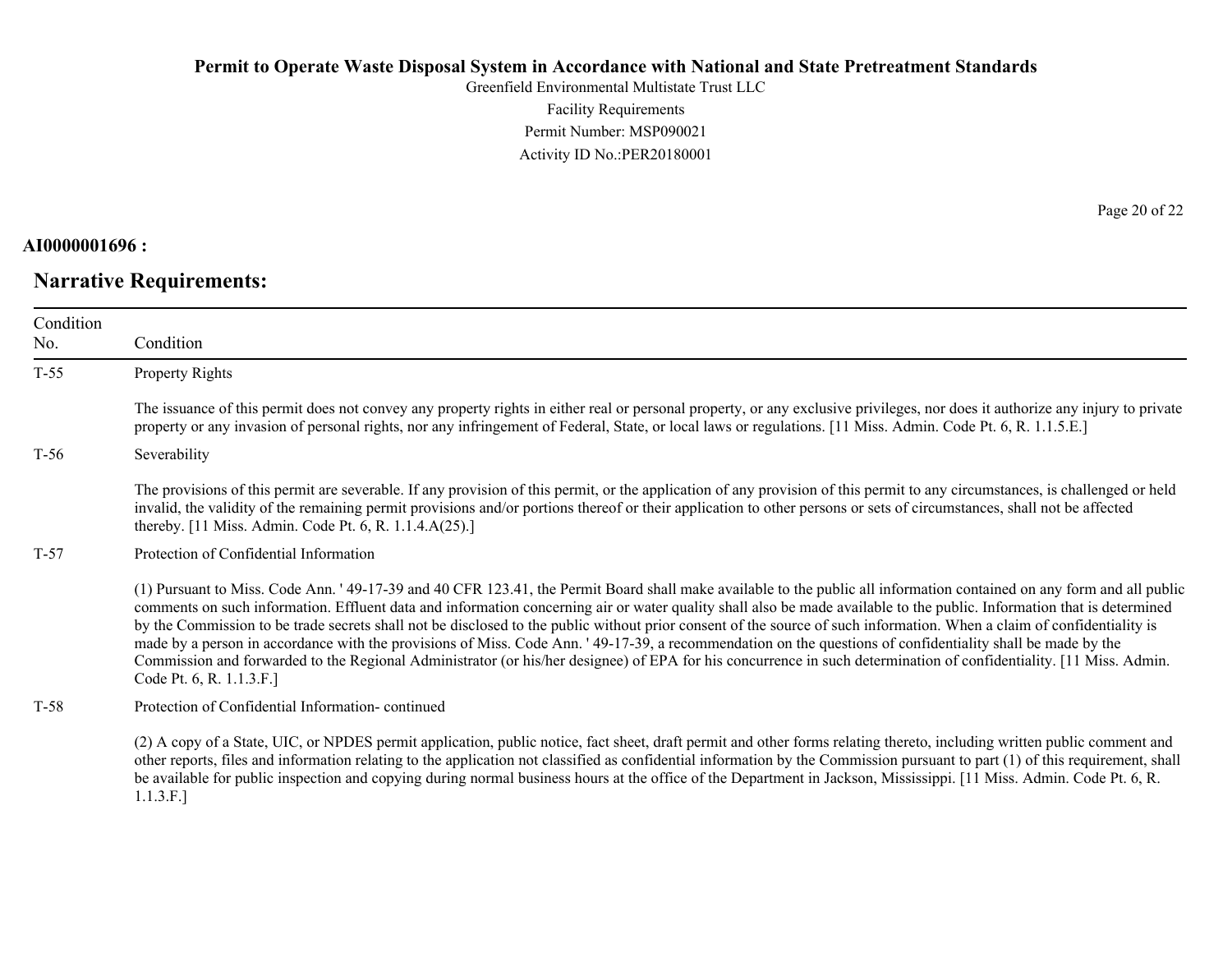**AI0000001696 :**

## Narrative Requirements:

| Condition No. | Condition |
|---|---|
| T-55 | Property Rights<br><br>The issuance of this permit does not convey any property rights in either real or personal property, or any exclusive privileges, nor does it authorize any injury to private property or any invasion of personal rights, nor any infringement of Federal, State, or local laws or regulations. [11 Miss. Admin. Code Pt. 6, R. 1.1.5.E.] |
| T-56 | Severability<br><br>The provisions of this permit are severable. If any provision of this permit, or the application of any provision of this permit to any circumstances, is challenged or held invalid, the validity of the remaining permit provisions and/or portions thereof or their application to other persons or sets of circumstances, shall not be affected thereby. [11 Miss. Admin. Code Pt. 6, R. 1.1.4.A(25).] |
| T-57 | Protection of Confidential Information<br><br>(1) Pursuant to Miss. Code Ann. ' 49-17-39 and 40 CFR 123.41, the Permit Board shall make available to the public all information contained on any form and all public comments on such information. Effluent data and information concerning air or water quality shall also be made available to the public. Information that is determined by the Commission to be trade secrets shall not be disclosed to the public without prior consent of the source of such information. When a claim of confidentiality is made by a person in accordance with the provisions of Miss. Code Ann. ' 49-17-39, a recommendation on the questions of confidentiality shall be made by the Commission and forwarded to the Regional Administrator (or his/her designee) of EPA for his concurrence in such determination of confidentiality. [11 Miss. Admin. Code Pt. 6, R. 1.1.3.F.] |
| T-58 | Protection of Confidential Information- continued<br><br>(2) A copy of a State, UIC, or NPDES permit application, public notice, fact sheet, draft permit and other forms relating thereto, including written public comment and other reports, files and information relating to the application not classified as confidential information by the Commission pursuant to part (1) of this requirement, shall be available for public inspection and copying during normal business hours at the office of the Department in Jackson, Mississippi. [11 Miss. Admin. Code Pt. 6, R. 1.1.3.F.] |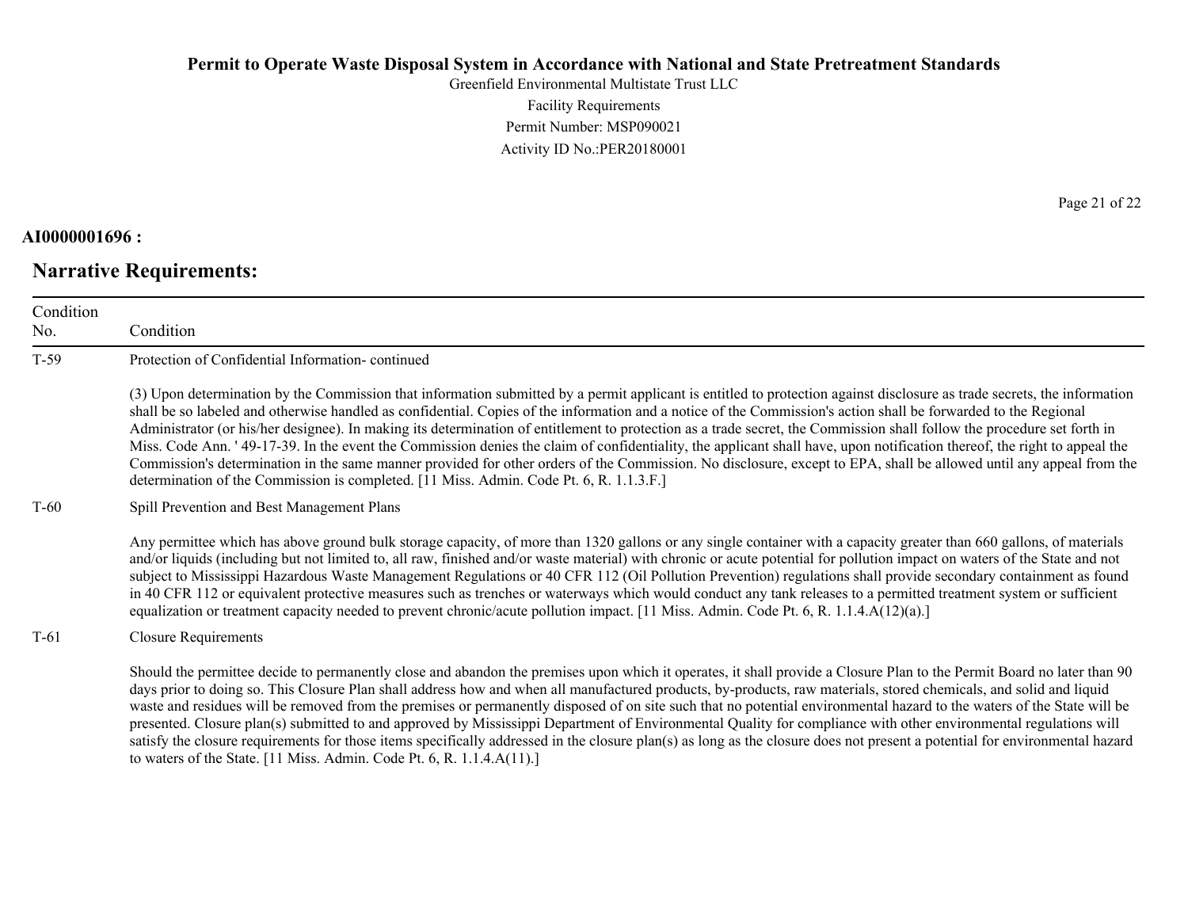**AI0000001696 :**

## Narrative Requirements:

| Condition No. | Condition |
|---|---|
| T-59 | Protection of Confidential Information- continued<br><br>(3) Upon determination by the Commission that information submitted by a permit applicant is entitled to protection against disclosure as trade secrets, the information shall be so labeled and otherwise handled as confidential. Copies of the information and a notice of the Commission's action shall be forwarded to the Regional Administrator (or his/her designee). In making its determination of entitlement to protection as a trade secret, the Commission shall follow the procedure set forth in Miss. Code Ann. ' 49-17-39. In the event the Commission denies the claim of confidentiality, the applicant shall have, upon notification thereof, the right to appeal the Commission's determination in the same manner provided for other orders of the Commission. No disclosure, except to EPA, shall be allowed until any appeal from the determination of the Commission is completed. [11 Miss. Admin. Code Pt. 6, R. 1.1.3.F.] |
| T-60 | Spill Prevention and Best Management Plans<br><br>Any permittee which has above ground bulk storage capacity, of more than 1320 gallons or any single container with a capacity greater than 660 gallons, of materials and/or liquids (including but not limited to, all raw, finished and/or waste material) with chronic or acute potential for pollution impact on waters of the State and not subject to Mississippi Hazardous Waste Management Regulations or 40 CFR 112 (Oil Pollution Prevention) regulations shall provide secondary containment as found in 40 CFR 112 or equivalent protective measures such as trenches or waterways which would conduct any tank releases to a permitted treatment system or sufficient equalization or treatment capacity needed to prevent chronic/acute pollution impact. [11 Miss. Admin. Code Pt. 6, R. 1.1.4.A(12)(a).] |
| T-61 | Closure Requirements<br><br>Should the permittee decide to permanently close and abandon the premises upon which it operates, it shall provide a Closure Plan to the Permit Board no later than 90 days prior to doing so. This Closure Plan shall address how and when all manufactured products, by-products, raw materials, stored chemicals, and solid and liquid waste and residues will be removed from the premises or permanently disposed of on site such that no potential environmental hazard to the waters of the State will be presented. Closure plan(s) submitted to and approved by Mississippi Department of Environmental Quality for compliance with other environmental regulations will satisfy the closure requirements for those items specifically addressed in the closure plan(s) as long as the closure does not present a potential for environmental hazard to waters of the State. [11 Miss. Admin. Code Pt. 6, R. 1.1.4.A(11).] |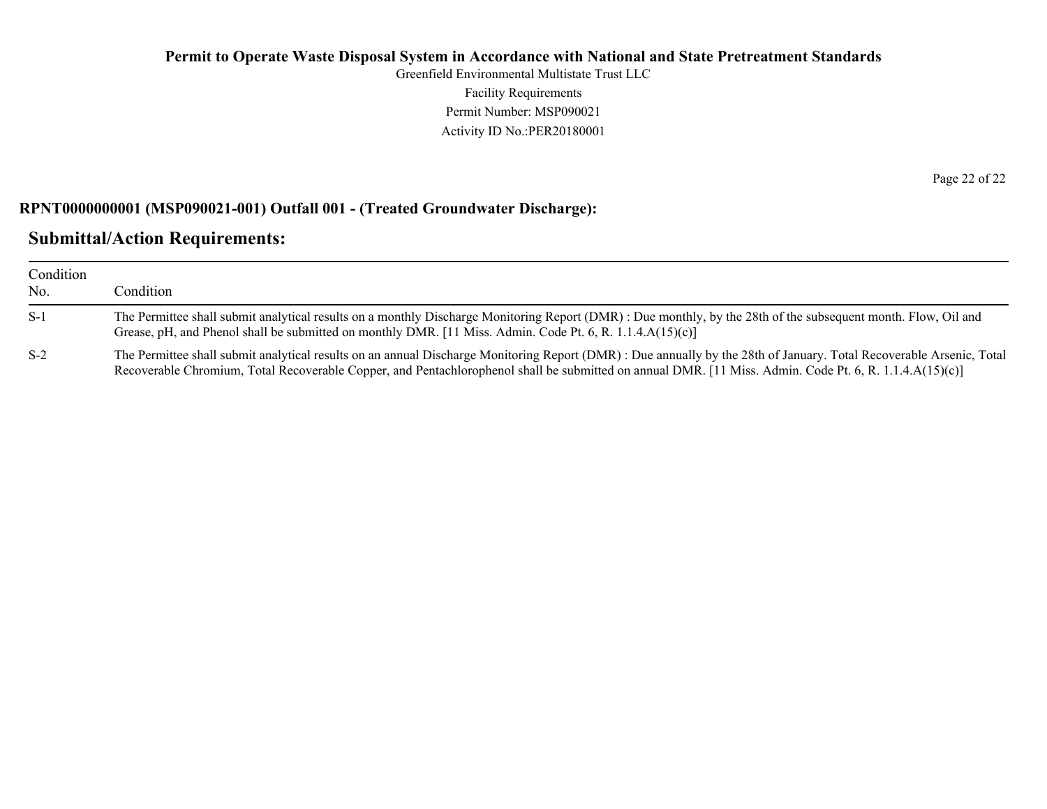**RPNT0000000001 (MSP090021-001) Outfall 001 - (Treated Groundwater Discharge):**

## Submittal/Action Requirements:

| Condition No. | Condition |
|---|---|
| S-1 | The Permittee shall submit analytical results on a monthly Discharge Monitoring Report (DMR) : Due monthly, by the 28th of the subsequent month. Flow, Oil and Grease, pH, and Phenol shall be submitted on monthly DMR. [11 Miss. Admin. Code Pt. 6, R. 1.1.4.A(15)(c)] |
| S-2 | The Permittee shall submit analytical results on an annual Discharge Monitoring Report (DMR) : Due annually by the 28th of January. Total Recoverable Arsenic, Total Recoverable Chromium, Total Recoverable Copper, and Pentachlorophenol shall be submitted on annual DMR. [11 Miss. Admin. Code Pt. 6, R. 1.1.4.A(15)(c)] |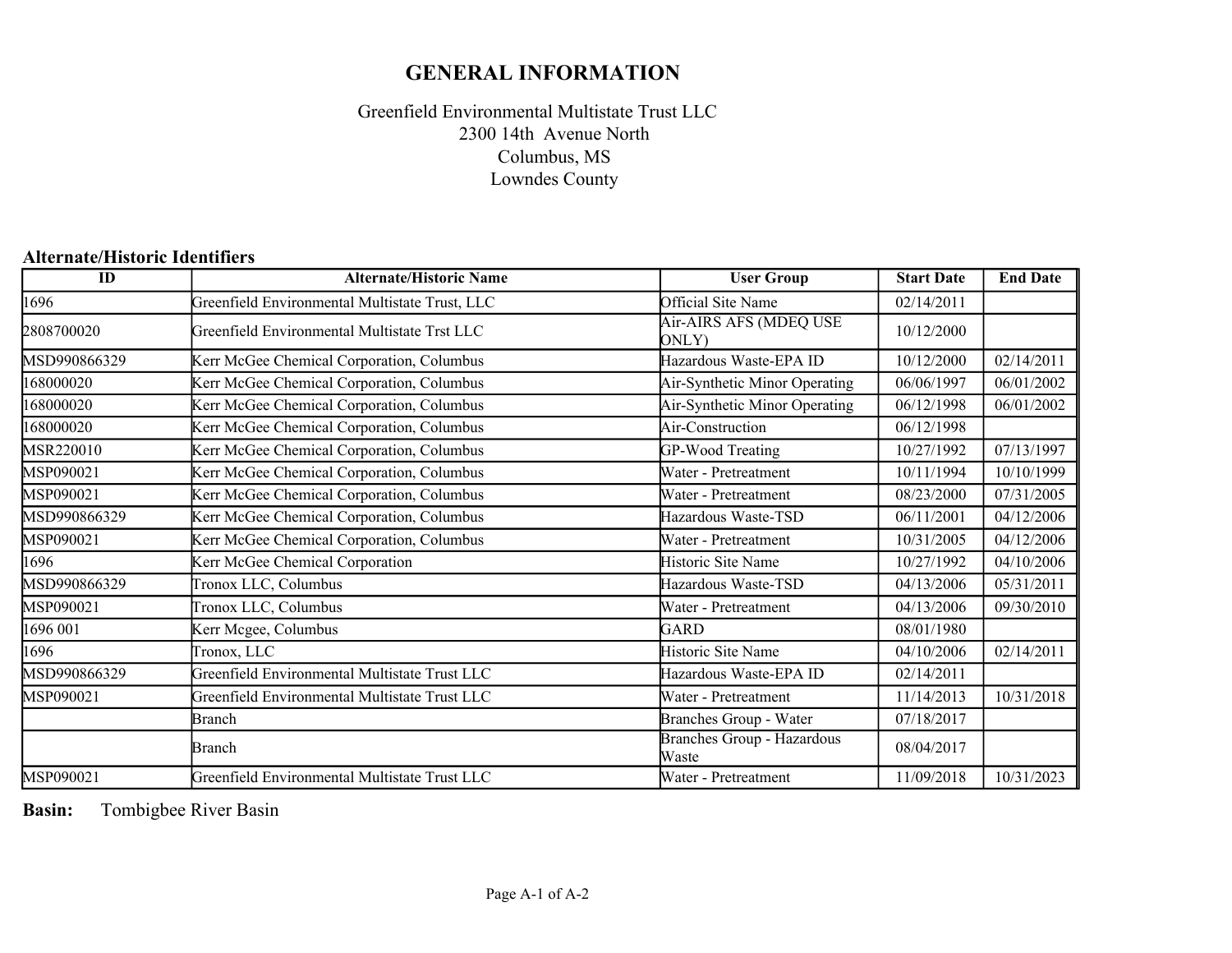# GENERAL INFORMATION

Greenfield Environmental Multistate Trust LLC
2300 14th Avenue North
Columbus, MS
Lowndes County

## Alternate/Historic Identifiers

| ID | Alternate/Historic Name | User Group | Start Date | End Date |
|---|---|---|---|---|
| 1696 | Greenfield Environmental Multistate Trust, LLC | Official Site Name | 02/14/2011 | |
| 2808700020 | Greenfield Environmental Multistate Trst LLC | Air-AIRS AFS (MDEQ USE ONLY) | 10/12/2000 | |
| MSD990866329 | Kerr McGee Chemical Corporation, Columbus | Hazardous Waste-EPA ID | 10/12/2000 | 02/14/2011 |
| 168000020 | Kerr McGee Chemical Corporation, Columbus | Air-Synthetic Minor Operating | 06/06/1997 | 06/01/2002 |
| 168000020 | Kerr McGee Chemical Corporation, Columbus | Air-Synthetic Minor Operating | 06/12/1998 | 06/01/2002 |
| 168000020 | Kerr McGee Chemical Corporation, Columbus | Air-Construction | 06/12/1998 | |
| MSR220010 | Kerr McGee Chemical Corporation, Columbus | GP-Wood Treating | 10/27/1992 | 07/13/1997 |
| MSP090021 | Kerr McGee Chemical Corporation, Columbus | Water - Pretreatment | 10/11/1994 | 10/10/1999 |
| MSP090021 | Kerr McGee Chemical Corporation, Columbus | Water - Pretreatment | 08/23/2000 | 07/31/2005 |
| MSD990866329 | Kerr McGee Chemical Corporation, Columbus | Hazardous Waste-TSD | 06/11/2001 | 04/12/2006 |
| MSP090021 | Kerr McGee Chemical Corporation, Columbus | Water - Pretreatment | 10/31/2005 | 04/12/2006 |
| 1696 | Kerr McGee Chemical Corporation | Historic Site Name | 10/27/1992 | 04/10/2006 |
| MSD990866329 | Tronox LLC, Columbus | Hazardous Waste-TSD | 04/13/2006 | 05/31/2011 |
| MSP090021 | Tronox LLC, Columbus | Water - Pretreatment | 04/13/2006 | 09/30/2010 |
| 1696 001 | Kerr Mcgee, Columbus | GARD | 08/01/1980 | |
| 1696 | Tronox, LLC | Historic Site Name | 04/10/2006 | 02/14/2011 |
| MSD990866329 | Greenfield Environmental Multistate Trust LLC | Hazardous Waste-EPA ID | 02/14/2011 | |
| MSP090021 | Greenfield Environmental Multistate Trust LLC | Water - Pretreatment | 11/14/2013 | 10/31/2018 |
| | Branch | Branches Group - Water | 07/18/2017 | |
| | Branch | Branches Group - Hazardous Waste | 08/04/2017 | |
| MSP090021 | Greenfield Environmental Multistate Trust LLC | Water - Pretreatment | 11/09/2018 | 10/31/2023 |

**Basin:** Tombigbee River Basin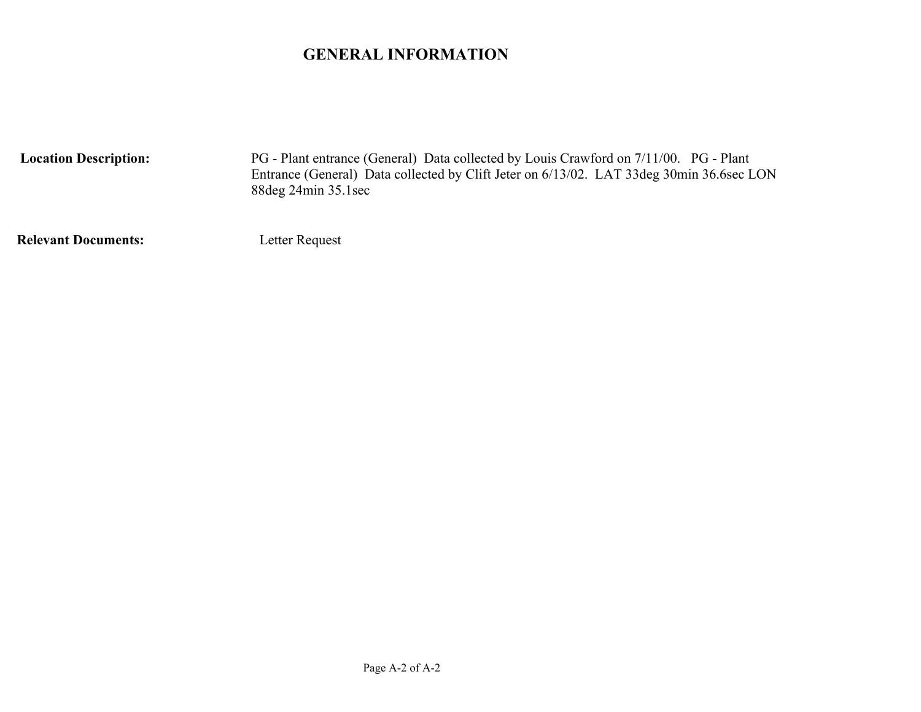# GENERAL INFORMATION

**Location Description:** PG - Plant entrance (General) Data collected by Louis Crawford on 7/11/00. PG - Plant Entrance (General) Data collected by Clift Jeter on 6/13/02. LAT 33deg 30min 36.6sec LON 88deg 24min 35.1sec

**Relevant Documents:** Letter Request